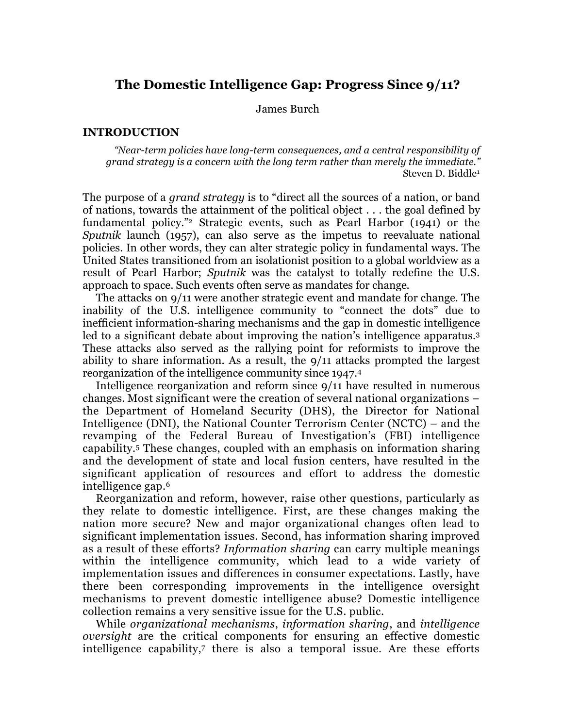# The Domestic Intelligence Gap: Progress Since 9/11?

James Burch

## INTRODUCTION

> *"Near-term policies have long-term consequences, and a central responsibility of grand strategy is a concern with the long term rather than merely the immediate."*
> Steven D. Biddle[1]

The purpose of a *grand strategy* is to "direct all the sources of a nation, or band of nations, towards the attainment of the political object . . . the goal defined by fundamental policy."[2] Strategic events, such as Pearl Harbor (1941) or the *Sputnik* launch (1957), can also serve as the impetus to reevaluate national policies. In other words, they can alter strategic policy in fundamental ways. The United States transitioned from an isolationist position to a global worldview as a result of Pearl Harbor; *Sputnik* was the catalyst to totally redefine the U.S. approach to space. Such events often serve as mandates for change.

The attacks on 9/11 were another strategic event and mandate for change. The inability of the U.S. intelligence community to "connect the dots" due to inefficient information-sharing mechanisms and the gap in domestic intelligence led to a significant debate about improving the nation's intelligence apparatus.[3] These attacks also served as the rallying point for reformists to improve the ability to share information. As a result, the 9/11 attacks prompted the largest reorganization of the intelligence community since 1947.[4]

Intelligence reorganization and reform since 9/11 have resulted in numerous changes. Most significant were the creation of several national organizations – the Department of Homeland Security (DHS), the Director for National Intelligence (DNI), the National Counter Terrorism Center (NCTC) – and the revamping of the Federal Bureau of Investigation's (FBI) intelligence capability.[5] These changes, coupled with an emphasis on information sharing and the development of state and local fusion centers, have resulted in the significant application of resources and effort to address the domestic intelligence gap.[6]

Reorganization and reform, however, raise other questions, particularly as they relate to domestic intelligence. First, are these changes making the nation more secure? New and major organizational changes often lead to significant implementation issues. Second, has information sharing improved as a result of these efforts? *Information sharing* can carry multiple meanings within the intelligence community, which lead to a wide variety of implementation issues and differences in consumer expectations. Lastly, have there been corresponding improvements in the intelligence oversight mechanisms to prevent domestic intelligence abuse? Domestic intelligence collection remains a very sensitive issue for the U.S. public.

While *organizational mechanisms*, *information sharing*, and *intelligence oversight* are the critical components for ensuring an effective domestic intelligence capability,[7] there is also a temporal issue. Are these efforts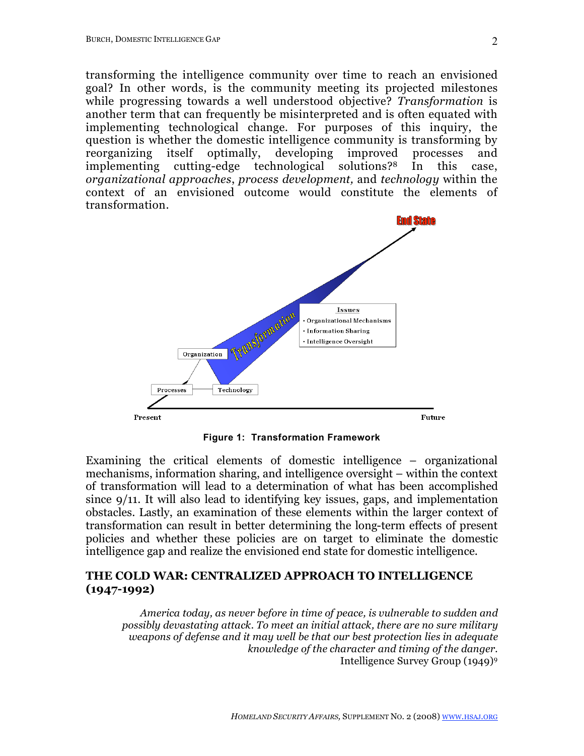transforming the intelligence community over time to reach an envisioned goal? In other words, is the community meeting its projected milestones while progressing towards a well understood objective? *Transformation* is another term that can frequently be misinterpreted and is often equated with implementing technological change. For purposes of this inquiry, the question is whether the domestic intelligence community is transforming by reorganizing itself optimally, developing improved processes and implementing cutting-edge technological solutions?[8] In this case, *organizational approaches*, *process development,* and *technology* within the context of an envisioned outcome would constitute the elements of transformation.

**Figure 1: Transformation Framework**

Examining the critical elements of domestic intelligence – organizational mechanisms, information sharing, and intelligence oversight – within the context of transformation will lead to a determination of what has been accomplished since 9/11. It will also lead to identifying key issues, gaps, and implementation obstacles. Lastly, an examination of these elements within the larger context of transformation can result in better determining the long-term effects of present policies and whether these policies are on target to eliminate the domestic intelligence gap and realize the envisioned end state for domestic intelligence.

## THE COLD WAR: CENTRALIZED APPROACH TO INTELLIGENCE (1947-1992)

> *America today, as never before in time of peace, is vulnerable to sudden and possibly devastating attack. To meet an initial attack, there are no sure military weapons of defense and it may well be that our best protection lies in adequate knowledge of the character and timing of the danger.*
>
> Intelligence Survey Group (1949)[9]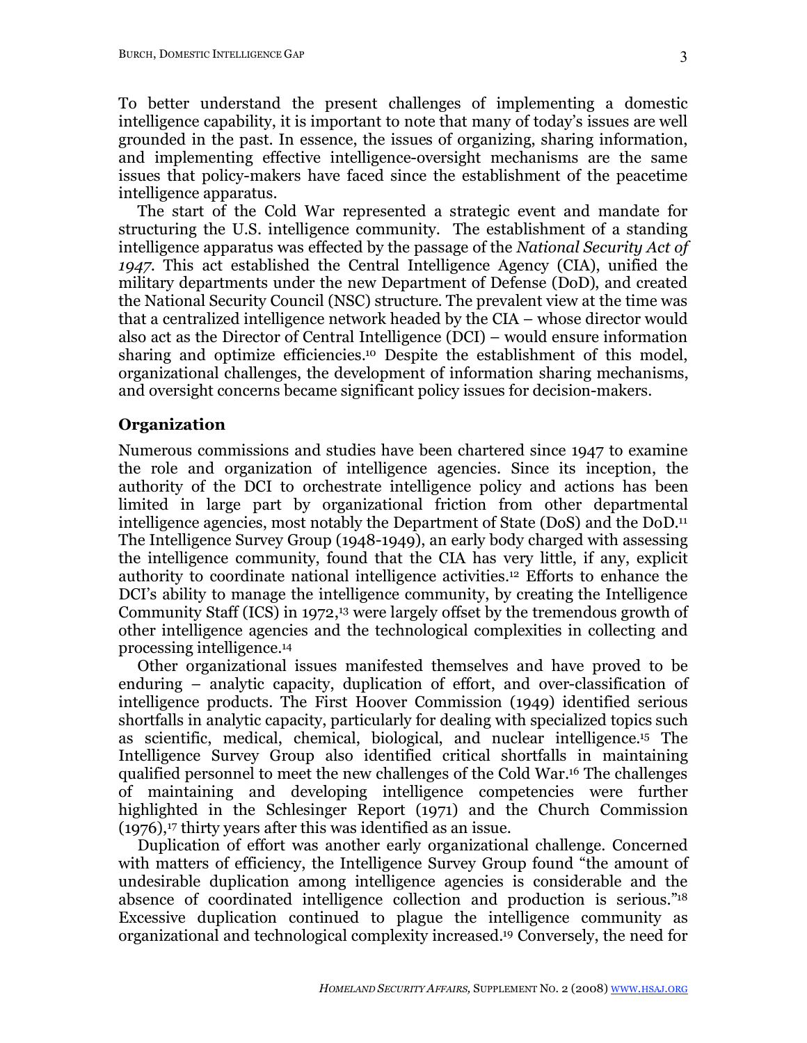To better understand the present challenges of implementing a domestic intelligence capability, it is important to note that many of today's issues are well grounded in the past. In essence, the issues of organizing, sharing information, and implementing effective intelligence-oversight mechanisms are the same issues that policy-makers have faced since the establishment of the peacetime intelligence apparatus.

The start of the Cold War represented a strategic event and mandate for structuring the U.S. intelligence community. The establishment of a standing intelligence apparatus was effected by the passage of the *National Security Act of 1947*. This act established the Central Intelligence Agency (CIA), unified the military departments under the new Department of Defense (DoD), and created the National Security Council (NSC) structure. The prevalent view at the time was that a centralized intelligence network headed by the CIA – whose director would also act as the Director of Central Intelligence (DCI) – would ensure information sharing and optimize efficiencies.[10] Despite the establishment of this model, organizational challenges, the development of information sharing mechanisms, and oversight concerns became significant policy issues for decision-makers.

## Organization

Numerous commissions and studies have been chartered since 1947 to examine the role and organization of intelligence agencies. Since its inception, the authority of the DCI to orchestrate intelligence policy and actions has been limited in large part by organizational friction from other departmental intelligence agencies, most notably the Department of State (DoS) and the DoD.[11] The Intelligence Survey Group (1948-1949), an early body charged with assessing the intelligence community, found that the CIA has very little, if any, explicit authority to coordinate national intelligence activities.[12] Efforts to enhance the DCI's ability to manage the intelligence community, by creating the Intelligence Community Staff (ICS) in 1972,[13] were largely offset by the tremendous growth of other intelligence agencies and the technological complexities in collecting and processing intelligence.[14]

Other organizational issues manifested themselves and have proved to be enduring – analytic capacity, duplication of effort, and over-classification of intelligence products. The First Hoover Commission (1949) identified serious shortfalls in analytic capacity, particularly for dealing with specialized topics such as scientific, medical, chemical, biological, and nuclear intelligence.[15] The Intelligence Survey Group also identified critical shortfalls in maintaining qualified personnel to meet the new challenges of the Cold War.[16] The challenges of maintaining and developing intelligence competencies were further highlighted in the Schlesinger Report (1971) and the Church Commission (1976),[17] thirty years after this was identified as an issue.

Duplication of effort was another early organizational challenge. Concerned with matters of efficiency, the Intelligence Survey Group found "the amount of undesirable duplication among intelligence agencies is considerable and the absence of coordinated intelligence collection and production is serious."[18] Excessive duplication continued to plague the intelligence community as organizational and technological complexity increased.[19] Conversely, the need for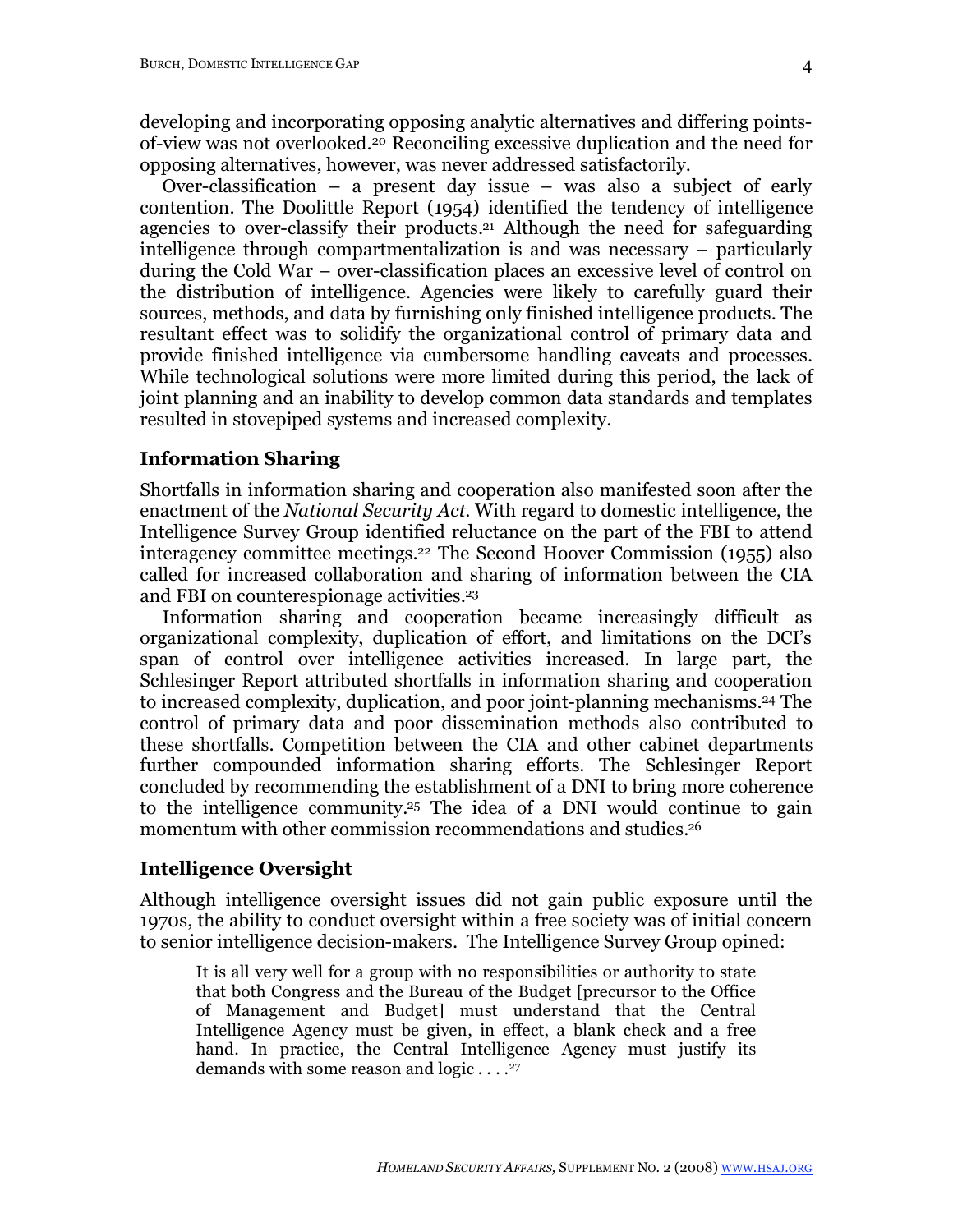developing and incorporating opposing analytic alternatives and differing points-of-view was not overlooked.[20] Reconciling excessive duplication and the need for opposing alternatives, however, was never addressed satisfactorily.

Over-classification – a present day issue – was also a subject of early contention. The Doolittle Report (1954) identified the tendency of intelligence agencies to over-classify their products.[21] Although the need for safeguarding intelligence through compartmentalization is and was necessary – particularly during the Cold War – over-classification places an excessive level of control on the distribution of intelligence. Agencies were likely to carefully guard their sources, methods, and data by furnishing only finished intelligence products. The resultant effect was to solidify the organizational control of primary data and provide finished intelligence via cumbersome handling caveats and processes. While technological solutions were more limited during this period, the lack of joint planning and an inability to develop common data standards and templates resulted in stovepiped systems and increased complexity.

### Information Sharing

Shortfalls in information sharing and cooperation also manifested soon after the enactment of the *National Security Act*. With regard to domestic intelligence, the Intelligence Survey Group identified reluctance on the part of the FBI to attend interagency committee meetings.[22] The Second Hoover Commission (1955) also called for increased collaboration and sharing of information between the CIA and FBI on counterespionage activities.[23]

Information sharing and cooperation became increasingly difficult as organizational complexity, duplication of effort, and limitations on the DCI's span of control over intelligence activities increased. In large part, the Schlesinger Report attributed shortfalls in information sharing and cooperation to increased complexity, duplication, and poor joint-planning mechanisms.[24] The control of primary data and poor dissemination methods also contributed to these shortfalls. Competition between the CIA and other cabinet departments further compounded information sharing efforts. The Schlesinger Report concluded by recommending the establishment of a DNI to bring more coherence to the intelligence community.[25] The idea of a DNI would continue to gain momentum with other commission recommendations and studies.[26]

### Intelligence Oversight

Although intelligence oversight issues did not gain public exposure until the 1970s, the ability to conduct oversight within a free society was of initial concern to senior intelligence decision-makers. The Intelligence Survey Group opined:

> It is all very well for a group with no responsibilities or authority to state that both Congress and the Bureau of the Budget [precursor to the Office of Management and Budget] must understand that the Central Intelligence Agency must be given, in effect, a blank check and a free hand. In practice, the Central Intelligence Agency must justify its demands with some reason and logic . . . .[27]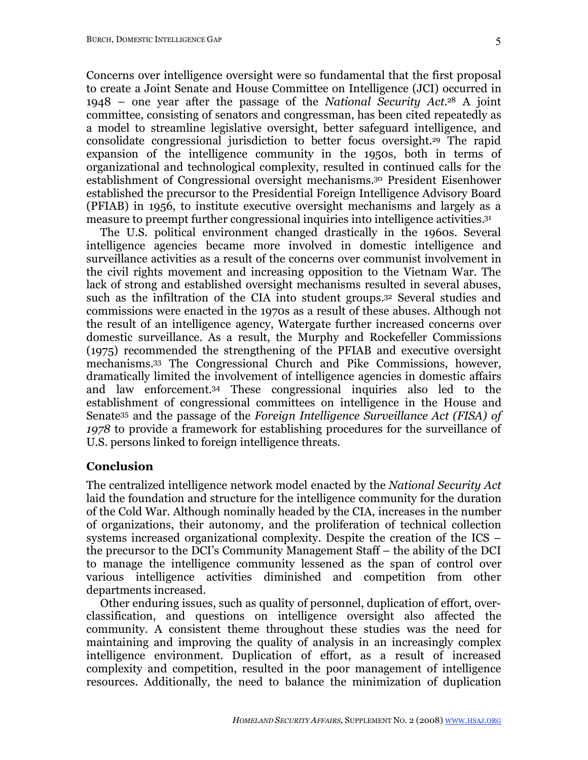Concerns over intelligence oversight were so fundamental that the first proposal to create a Joint Senate and House Committee on Intelligence (JCI) occurred in 1948 – one year after the passage of the *National Security Act*.[28] A joint committee, consisting of senators and congressman, has been cited repeatedly as a model to streamline legislative oversight, better safeguard intelligence, and consolidate congressional jurisdiction to better focus oversight.[29] The rapid expansion of the intelligence community in the 1950s, both in terms of organizational and technological complexity, resulted in continued calls for the establishment of Congressional oversight mechanisms.[30] President Eisenhower established the precursor to the Presidential Foreign Intelligence Advisory Board (PFIAB) in 1956, to institute executive oversight mechanisms and largely as a measure to preempt further congressional inquiries into intelligence activities.[31]

The U.S. political environment changed drastically in the 1960s. Several intelligence agencies became more involved in domestic intelligence and surveillance activities as a result of the concerns over communist involvement in the civil rights movement and increasing opposition to the Vietnam War. The lack of strong and established oversight mechanisms resulted in several abuses, such as the infiltration of the CIA into student groups.[32] Several studies and commissions were enacted in the 1970s as a result of these abuses. Although not the result of an intelligence agency, Watergate further increased concerns over domestic surveillance. As a result, the Murphy and Rockefeller Commissions (1975) recommended the strengthening of the PFIAB and executive oversight mechanisms.[33] The Congressional Church and Pike Commissions, however, dramatically limited the involvement of intelligence agencies in domestic affairs and law enforcement.[34] These congressional inquiries also led to the establishment of congressional committees on intelligence in the House and Senate[35] and the passage of the *Foreign Intelligence Surveillance Act (FISA) of 1978* to provide a framework for establishing procedures for the surveillance of U.S. persons linked to foreign intelligence threats.

## Conclusion

The centralized intelligence network model enacted by the *National Security Act* laid the foundation and structure for the intelligence community for the duration of the Cold War. Although nominally headed by the CIA, increases in the number of organizations, their autonomy, and the proliferation of technical collection systems increased organizational complexity. Despite the creation of the ICS – the precursor to the DCI's Community Management Staff – the ability of the DCI to manage the intelligence community lessened as the span of control over various intelligence activities diminished and competition from other departments increased.

Other enduring issues, such as quality of personnel, duplication of effort, over-classification, and questions on intelligence oversight also affected the community. A consistent theme throughout these studies was the need for maintaining and improving the quality of analysis in an increasingly complex intelligence environment. Duplication of effort, as a result of increased complexity and competition, resulted in the poor management of intelligence resources. Additionally, the need to balance the minimization of duplication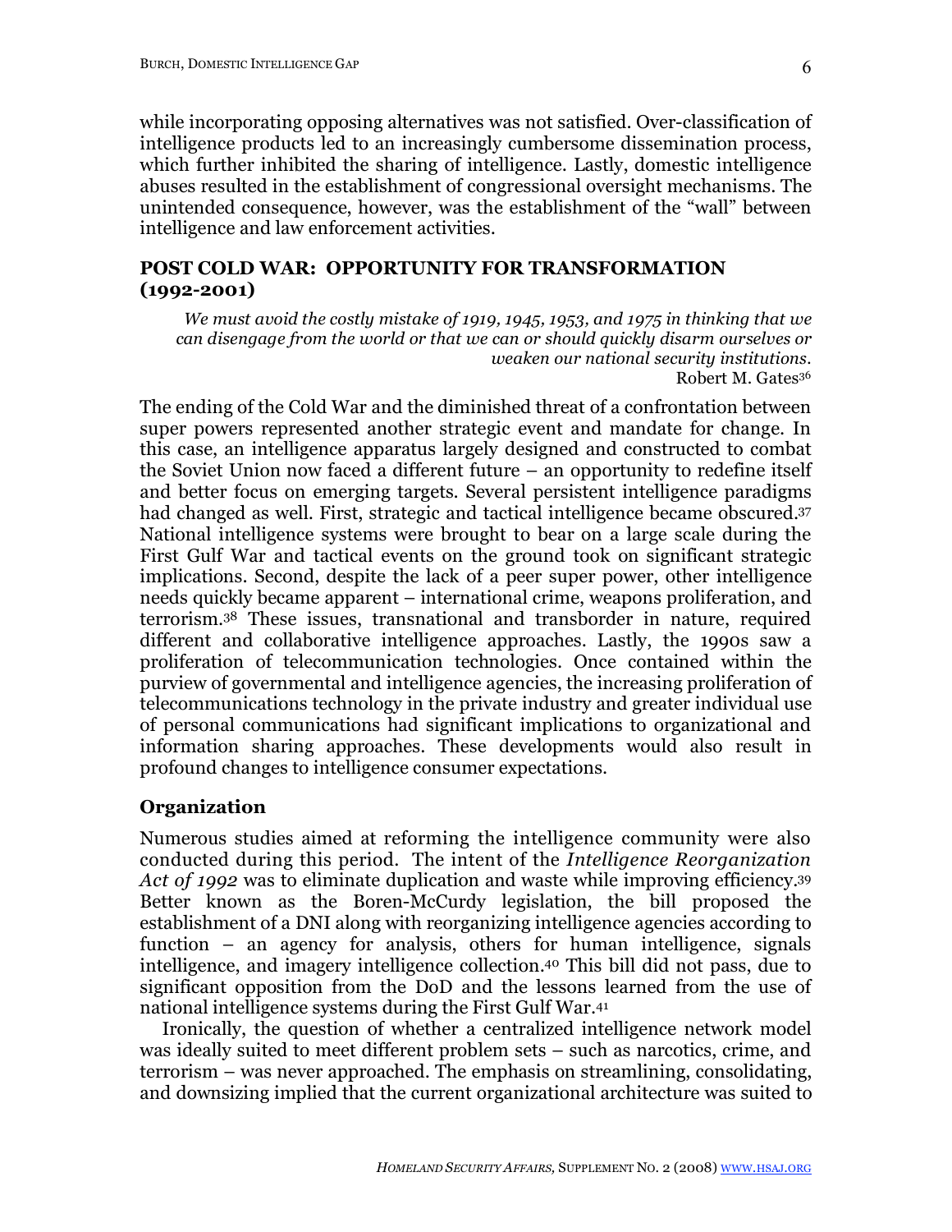while incorporating opposing alternatives was not satisfied. Over-classification of intelligence products led to an increasingly cumbersome dissemination process, which further inhibited the sharing of intelligence. Lastly, domestic intelligence abuses resulted in the establishment of congressional oversight mechanisms. The unintended consequence, however, was the establishment of the "wall" between intelligence and law enforcement activities.

## POST COLD WAR: OPPORTUNITY FOR TRANSFORMATION (1992-2001)

> *We must avoid the costly mistake of 1919, 1945, 1953, and 1975 in thinking that we can disengage from the world or that we can or should quickly disarm ourselves or weaken our national security institutions.*
>
> Robert M. Gates[36]

The ending of the Cold War and the diminished threat of a confrontation between super powers represented another strategic event and mandate for change. In this case, an intelligence apparatus largely designed and constructed to combat the Soviet Union now faced a different future – an opportunity to redefine itself and better focus on emerging targets. Several persistent intelligence paradigms had changed as well. First, strategic and tactical intelligence became obscured.[37] National intelligence systems were brought to bear on a large scale during the First Gulf War and tactical events on the ground took on significant strategic implications. Second, despite the lack of a peer super power, other intelligence needs quickly became apparent – international crime, weapons proliferation, and terrorism.[38] These issues, transnational and transborder in nature, required different and collaborative intelligence approaches. Lastly, the 1990s saw a proliferation of telecommunication technologies. Once contained within the purview of governmental and intelligence agencies, the increasing proliferation of telecommunications technology in the private industry and greater individual use of personal communications had significant implications to organizational and information sharing approaches. These developments would also result in profound changes to intelligence consumer expectations.

### Organization

Numerous studies aimed at reforming the intelligence community were also conducted during this period. The intent of the *Intelligence Reorganization Act of 1992* was to eliminate duplication and waste while improving efficiency.[39] Better known as the Boren-McCurdy legislation, the bill proposed the establishment of a DNI along with reorganizing intelligence agencies according to function – an agency for analysis, others for human intelligence, signals intelligence, and imagery intelligence collection.[40] This bill did not pass, due to significant opposition from the DoD and the lessons learned from the use of national intelligence systems during the First Gulf War.[41]

Ironically, the question of whether a centralized intelligence network model was ideally suited to meet different problem sets – such as narcotics, crime, and terrorism – was never approached. The emphasis on streamlining, consolidating, and downsizing implied that the current organizational architecture was suited to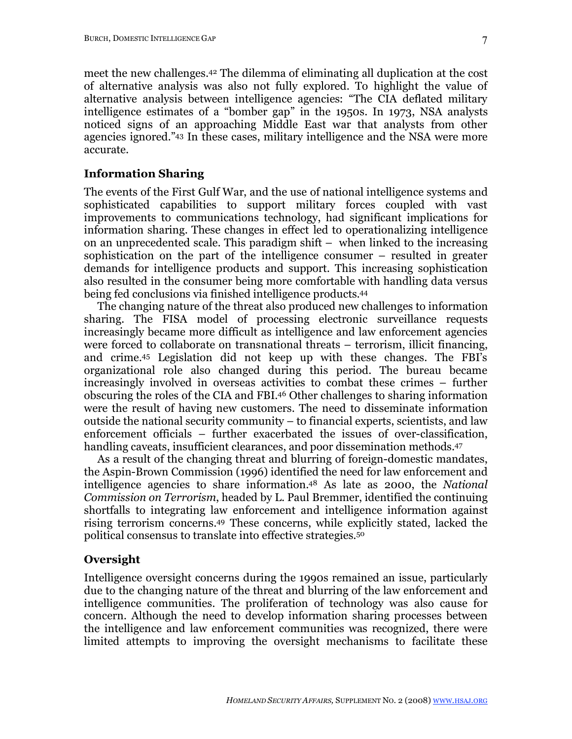meet the new challenges.[42] The dilemma of eliminating all duplication at the cost of alternative analysis was also not fully explored. To highlight the value of alternative analysis between intelligence agencies: "The CIA deflated military intelligence estimates of a "bomber gap" in the 1950s. In 1973, NSA analysts noticed signs of an approaching Middle East war that analysts from other agencies ignored."[43] In these cases, military intelligence and the NSA were more accurate.

## Information Sharing

The events of the First Gulf War, and the use of national intelligence systems and sophisticated capabilities to support military forces coupled with vast improvements to communications technology, had significant implications for information sharing. These changes in effect led to operationalizing intelligence on an unprecedented scale. This paradigm shift – when linked to the increasing sophistication on the part of the intelligence consumer – resulted in greater demands for intelligence products and support. This increasing sophistication also resulted in the consumer being more comfortable with handling data versus being fed conclusions via finished intelligence products.[44]

The changing nature of the threat also produced new challenges to information sharing. The FISA model of processing electronic surveillance requests increasingly became more difficult as intelligence and law enforcement agencies were forced to collaborate on transnational threats – terrorism, illicit financing, and crime.[45] Legislation did not keep up with these changes. The FBI's organizational role also changed during this period. The bureau became increasingly involved in overseas activities to combat these crimes – further obscuring the roles of the CIA and FBI.[46] Other challenges to sharing information were the result of having new customers. The need to disseminate information outside the national security community – to financial experts, scientists, and law enforcement officials – further exacerbated the issues of over-classification, handling caveats, insufficient clearances, and poor dissemination methods.[47]

As a result of the changing threat and blurring of foreign-domestic mandates, the Aspin-Brown Commission (1996) identified the need for law enforcement and intelligence agencies to share information.[48] As late as 2000, the *National Commission on Terrorism*, headed by L. Paul Bremmer, identified the continuing shortfalls to integrating law enforcement and intelligence information against rising terrorism concerns.[49] These concerns, while explicitly stated, lacked the political consensus to translate into effective strategies.[50]

## Oversight

Intelligence oversight concerns during the 1990s remained an issue, particularly due to the changing nature of the threat and blurring of the law enforcement and intelligence communities. The proliferation of technology was also cause for concern. Although the need to develop information sharing processes between the intelligence and law enforcement communities was recognized, there were limited attempts to improving the oversight mechanisms to facilitate these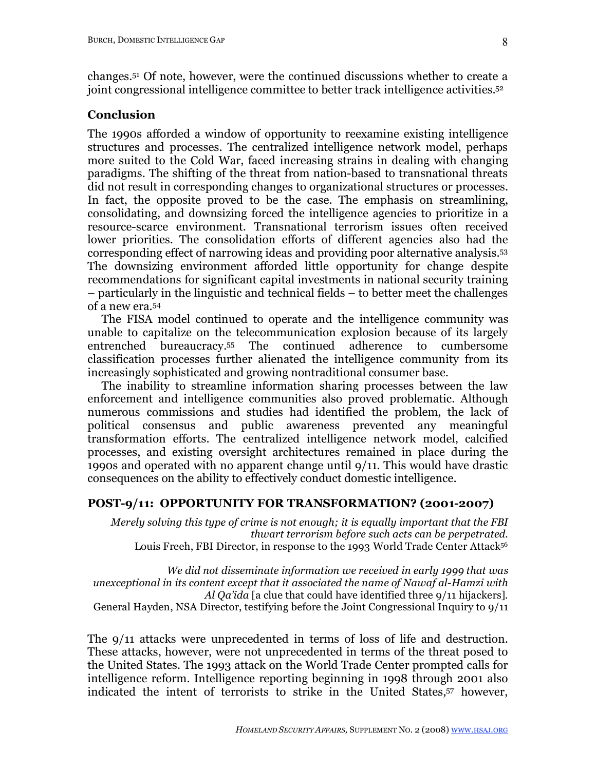changes.[51] Of note, however, were the continued discussions whether to create a joint congressional intelligence committee to better track intelligence activities.[52]

### Conclusion

The 1990s afforded a window of opportunity to reexamine existing intelligence structures and processes. The centralized intelligence network model, perhaps more suited to the Cold War, faced increasing strains in dealing with changing paradigms. The shifting of the threat from nation-based to transnational threats did not result in corresponding changes to organizational structures or processes. In fact, the opposite proved to be the case. The emphasis on streamlining, consolidating, and downsizing forced the intelligence agencies to prioritize in a resource-scarce environment. Transnational terrorism issues often received lower priorities. The consolidation efforts of different agencies also had the corresponding effect of narrowing ideas and providing poor alternative analysis.[53] The downsizing environment afforded little opportunity for change despite recommendations for significant capital investments in national security training – particularly in the linguistic and technical fields – to better meet the challenges of a new era.[54]

The FISA model continued to operate and the intelligence community was unable to capitalize on the telecommunication explosion because of its largely entrenched bureaucracy.[55] The continued adherence to cumbersome classification processes further alienated the intelligence community from its increasingly sophisticated and growing nontraditional consumer base.

The inability to streamline information sharing processes between the law enforcement and intelligence communities also proved problematic. Although numerous commissions and studies had identified the problem, the lack of political consensus and public awareness prevented any meaningful transformation efforts. The centralized intelligence network model, calcified processes, and existing oversight architectures remained in place during the 1990s and operated with no apparent change until 9/11. This would have drastic consequences on the ability to effectively conduct domestic intelligence.

## POST-9/11: OPPORTUNITY FOR TRANSFORMATION? (2001-2007)

*Merely solving this type of crime is not enough; it is equally important that the FBI thwart terrorism before such acts can be perpetrated.*
Louis Freeh, FBI Director, in response to the 1993 World Trade Center Attack[56]

*We did not disseminate information we received in early 1999 that was unexceptional in its content except that it associated the name of Nawaf al-Hamzi with Al Qa'ida* [a clue that could have identified three 9/11 hijackers].
General Hayden, NSA Director, testifying before the Joint Congressional Inquiry to 9/11

The 9/11 attacks were unprecedented in terms of loss of life and destruction. These attacks, however, were not unprecedented in terms of the threat posed to the United States. The 1993 attack on the World Trade Center prompted calls for intelligence reform. Intelligence reporting beginning in 1998 through 2001 also indicated the intent of terrorists to strike in the United States,[57] however,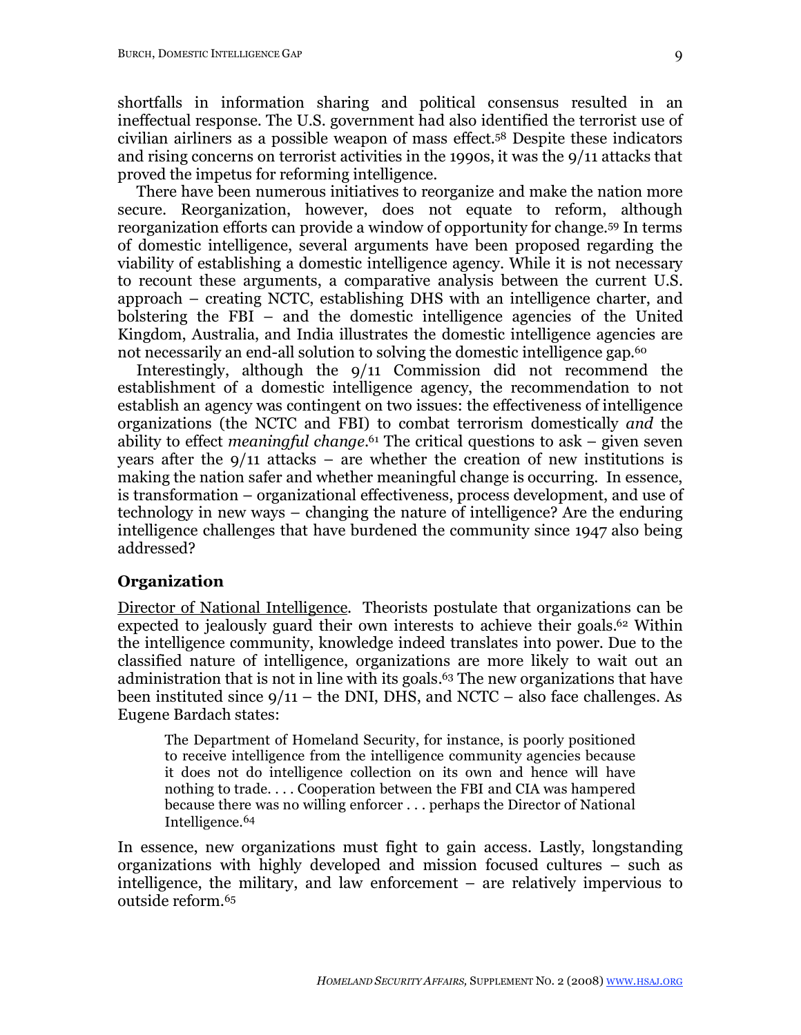shortfalls in information sharing and political consensus resulted in an ineffectual response. The U.S. government had also identified the terrorist use of civilian airliners as a possible weapon of mass effect.[58] Despite these indicators and rising concerns on terrorist activities in the 1990s, it was the 9/11 attacks that proved the impetus for reforming intelligence.

There have been numerous initiatives to reorganize and make the nation more secure. Reorganization, however, does not equate to reform, although reorganization efforts can provide a window of opportunity for change.[59] In terms of domestic intelligence, several arguments have been proposed regarding the viability of establishing a domestic intelligence agency. While it is not necessary to recount these arguments, a comparative analysis between the current U.S. approach – creating NCTC, establishing DHS with an intelligence charter, and bolstering the FBI – and the domestic intelligence agencies of the United Kingdom, Australia, and India illustrates the domestic intelligence agencies are not necessarily an end-all solution to solving the domestic intelligence gap.[60]

Interestingly, although the 9/11 Commission did not recommend the establishment of a domestic intelligence agency, the recommendation to not establish an agency was contingent on two issues: the effectiveness of intelligence organizations (the NCTC and FBI) to combat terrorism domestically *and* the ability to effect *meaningful change*.[61] The critical questions to ask – given seven years after the 9/11 attacks – are whether the creation of new institutions is making the nation safer and whether meaningful change is occurring. In essence, is transformation – organizational effectiveness, process development, and use of technology in new ways – changing the nature of intelligence? Are the enduring intelligence challenges that have burdened the community since 1947 also being addressed?

## Organization

Director of National Intelligence. Theorists postulate that organizations can be expected to jealously guard their own interests to achieve their goals.[62] Within the intelligence community, knowledge indeed translates into power. Due to the classified nature of intelligence, organizations are more likely to wait out an administration that is not in line with its goals.[63] The new organizations that have been instituted since 9/11 – the DNI, DHS, and NCTC – also face challenges. As Eugene Bardach states:

> The Department of Homeland Security, for instance, is poorly positioned to receive intelligence from the intelligence community agencies because it does not do intelligence collection on its own and hence will have nothing to trade. . . . Cooperation between the FBI and CIA was hampered because there was no willing enforcer . . . perhaps the Director of National Intelligence.[64]

In essence, new organizations must fight to gain access. Lastly, longstanding organizations with highly developed and mission focused cultures – such as intelligence, the military, and law enforcement – are relatively impervious to outside reform.[65]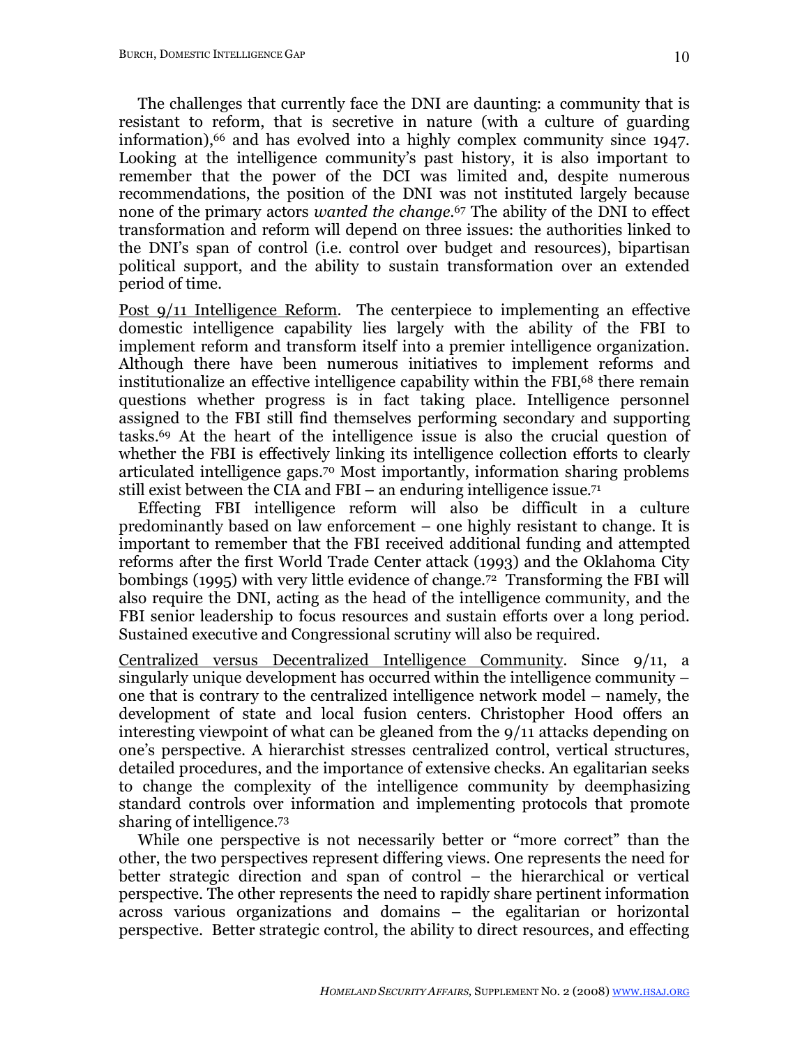The challenges that currently face the DNI are daunting: a community that is resistant to reform, that is secretive in nature (with a culture of guarding information),[66] and has evolved into a highly complex community since 1947. Looking at the intelligence community's past history, it is also important to remember that the power of the DCI was limited and, despite numerous recommendations, the position of the DNI was not instituted largely because none of the primary actors *wanted the change*.[67] The ability of the DNI to effect transformation and reform will depend on three issues: the authorities linked to the DNI's span of control (i.e. control over budget and resources), bipartisan political support, and the ability to sustain transformation over an extended period of time.

Post 9/11 Intelligence Reform. The centerpiece to implementing an effective domestic intelligence capability lies largely with the ability of the FBI to implement reform and transform itself into a premier intelligence organization. Although there have been numerous initiatives to implement reforms and institutionalize an effective intelligence capability within the FBI,[68] there remain questions whether progress is in fact taking place. Intelligence personnel assigned to the FBI still find themselves performing secondary and supporting tasks.[69] At the heart of the intelligence issue is also the crucial question of whether the FBI is effectively linking its intelligence collection efforts to clearly articulated intelligence gaps.[70] Most importantly, information sharing problems still exist between the CIA and FBI – an enduring intelligence issue.[71]

Effecting FBI intelligence reform will also be difficult in a culture predominantly based on law enforcement – one highly resistant to change. It is important to remember that the FBI received additional funding and attempted reforms after the first World Trade Center attack (1993) and the Oklahoma City bombings (1995) with very little evidence of change.[72] Transforming the FBI will also require the DNI, acting as the head of the intelligence community, and the FBI senior leadership to focus resources and sustain efforts over a long period. Sustained executive and Congressional scrutiny will also be required.

Centralized versus Decentralized Intelligence Community. Since 9/11, a singularly unique development has occurred within the intelligence community – one that is contrary to the centralized intelligence network model – namely, the development of state and local fusion centers. Christopher Hood offers an interesting viewpoint of what can be gleaned from the 9/11 attacks depending on one's perspective. A hierarchist stresses centralized control, vertical structures, detailed procedures, and the importance of extensive checks. An egalitarian seeks to change the complexity of the intelligence community by deemphasizing standard controls over information and implementing protocols that promote sharing of intelligence.[73]

While one perspective is not necessarily better or "more correct" than the other, the two perspectives represent differing views. One represents the need for better strategic direction and span of control – the hierarchical or vertical perspective. The other represents the need to rapidly share pertinent information across various organizations and domains – the egalitarian or horizontal perspective. Better strategic control, the ability to direct resources, and effecting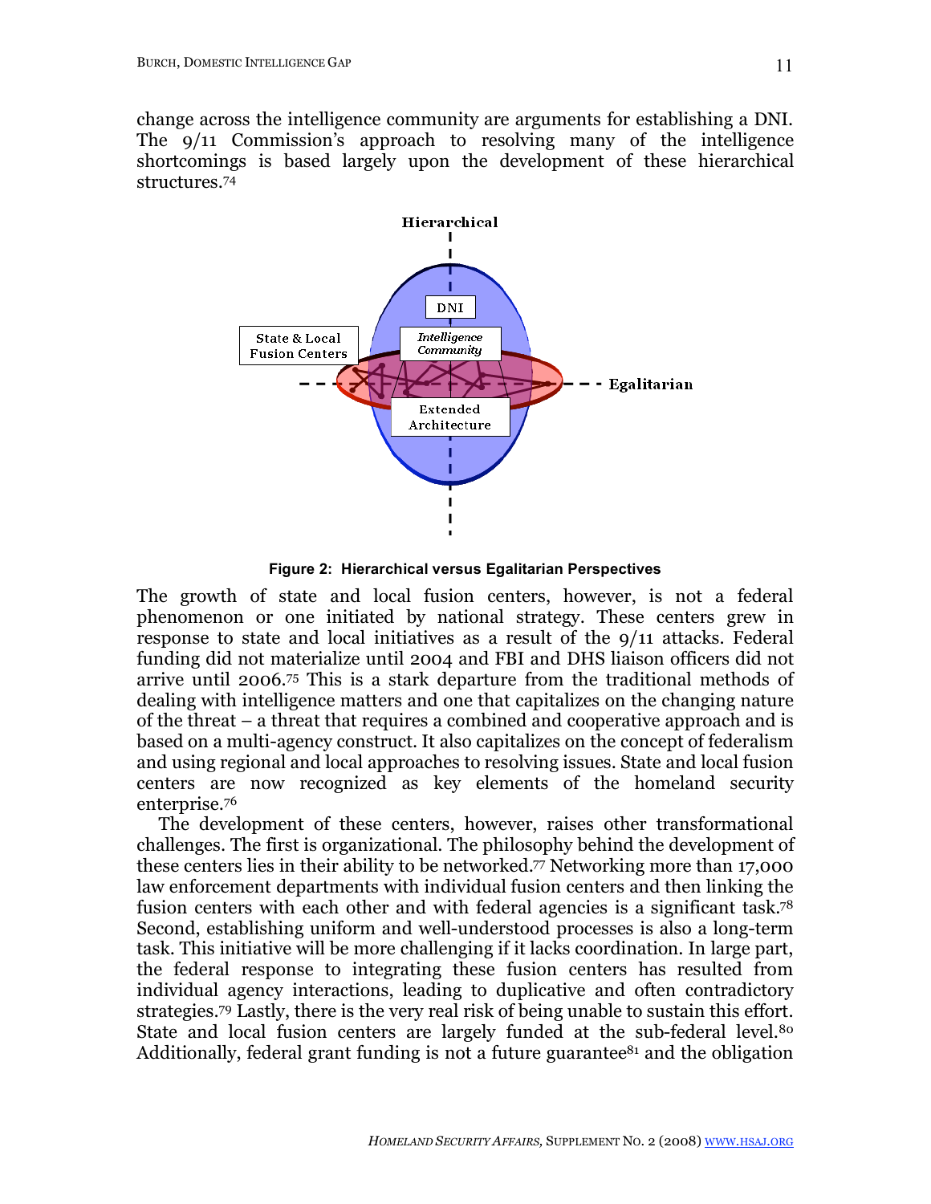change across the intelligence community are arguments for establishing a DNI. The 9/11 Commission's approach to resolving many of the intelligence shortcomings is based largely upon the development of these hierarchical structures.[74]

**Figure 2: Hierarchical versus Egalitarian Perspectives**

The growth of state and local fusion centers, however, is not a federal phenomenon or one initiated by national strategy. These centers grew in response to state and local initiatives as a result of the 9/11 attacks. Federal funding did not materialize until 2004 and FBI and DHS liaison officers did not arrive until 2006.[75] This is a stark departure from the traditional methods of dealing with intelligence matters and one that capitalizes on the changing nature of the threat – a threat that requires a combined and cooperative approach and is based on a multi-agency construct. It also capitalizes on the concept of federalism and using regional and local approaches to resolving issues. State and local fusion centers are now recognized as key elements of the homeland security enterprise.[76]

The development of these centers, however, raises other transformational challenges. The first is organizational. The philosophy behind the development of these centers lies in their ability to be networked.[77] Networking more than 17,000 law enforcement departments with individual fusion centers and then linking the fusion centers with each other and with federal agencies is a significant task.[78] Second, establishing uniform and well-understood processes is also a long-term task. This initiative will be more challenging if it lacks coordination. In large part, the federal response to integrating these fusion centers has resulted from individual agency interactions, leading to duplicative and often contradictory strategies.[79] Lastly, there is the very real risk of being unable to sustain this effort. State and local fusion centers are largely funded at the sub-federal level.[80] Additionally, federal grant funding is not a future guarantee[81] and the obligation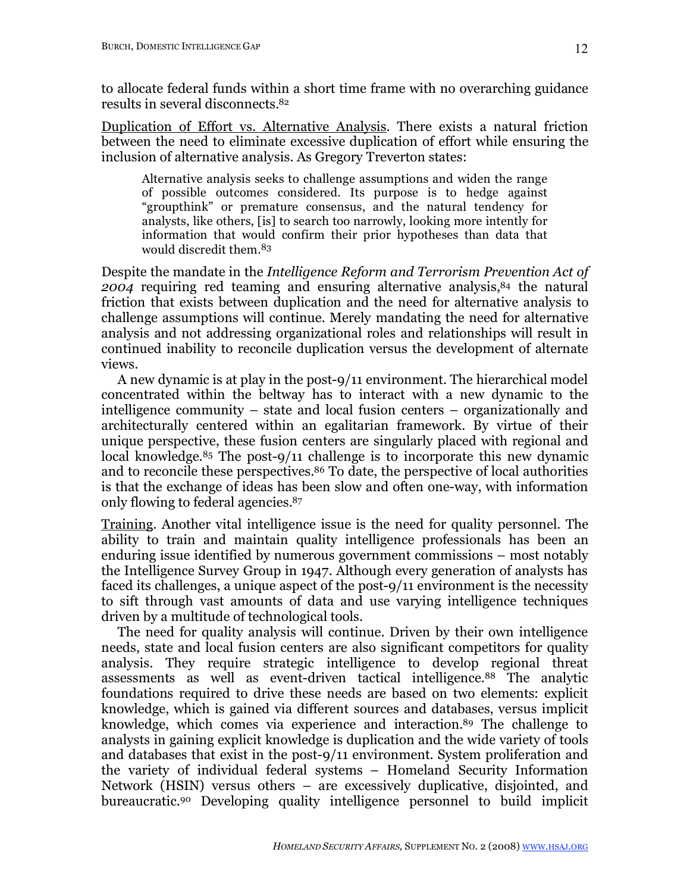to allocate federal funds within a short time frame with no overarching guidance results in several disconnects.[82]

Duplication of Effort vs. Alternative Analysis. There exists a natural friction between the need to eliminate excessive duplication of effort while ensuring the inclusion of alternative analysis. As Gregory Treverton states:

> Alternative analysis seeks to challenge assumptions and widen the range of possible outcomes considered. Its purpose is to hedge against "groupthink" or premature consensus, and the natural tendency for analysts, like others, [is] to search too narrowly, looking more intently for information that would confirm their prior hypotheses than data that would discredit them.[83]

Despite the mandate in the *Intelligence Reform and Terrorism Prevention Act of 2004* requiring red teaming and ensuring alternative analysis,[84] the natural friction that exists between duplication and the need for alternative analysis to challenge assumptions will continue. Merely mandating the need for alternative analysis and not addressing organizational roles and relationships will result in continued inability to reconcile duplication versus the development of alternate views.

A new dynamic is at play in the post-9/11 environment. The hierarchical model concentrated within the beltway has to interact with a new dynamic to the intelligence community – state and local fusion centers – organizationally and architecturally centered within an egalitarian framework. By virtue of their unique perspective, these fusion centers are singularly placed with regional and local knowledge.[85] The post-9/11 challenge is to incorporate this new dynamic and to reconcile these perspectives.[86] To date, the perspective of local authorities is that the exchange of ideas has been slow and often one-way, with information only flowing to federal agencies.[87]

Training. Another vital intelligence issue is the need for quality personnel. The ability to train and maintain quality intelligence professionals has been an enduring issue identified by numerous government commissions – most notably the Intelligence Survey Group in 1947. Although every generation of analysts has faced its challenges, a unique aspect of the post-9/11 environment is the necessity to sift through vast amounts of data and use varying intelligence techniques driven by a multitude of technological tools.

The need for quality analysis will continue. Driven by their own intelligence needs, state and local fusion centers are also significant competitors for quality analysis. They require strategic intelligence to develop regional threat assessments as well as event-driven tactical intelligence.[88] The analytic foundations required to drive these needs are based on two elements: explicit knowledge, which is gained via different sources and databases, versus implicit knowledge, which comes via experience and interaction.[89] The challenge to analysts in gaining explicit knowledge is duplication and the wide variety of tools and databases that exist in the post-9/11 environment. System proliferation and the variety of individual federal systems – Homeland Security Information Network (HSIN) versus others – are excessively duplicative, disjointed, and bureaucratic.[90] Developing quality intelligence personnel to build implicit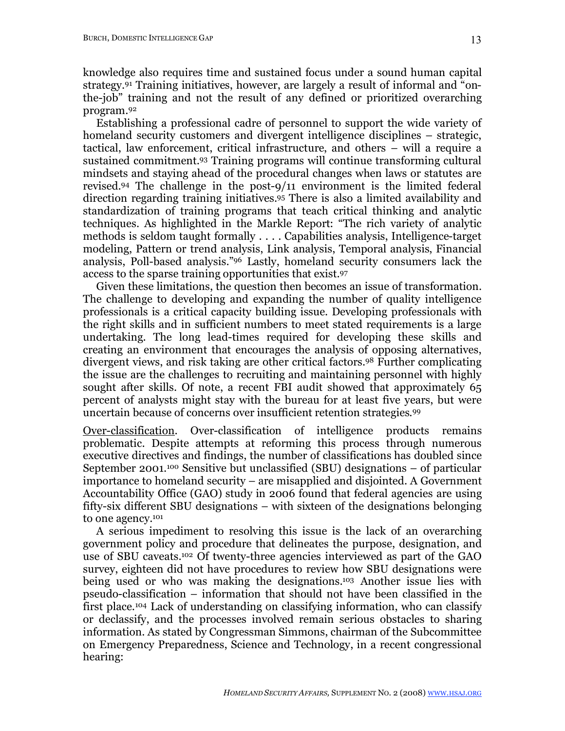knowledge also requires time and sustained focus under a sound human capital strategy.[91] Training initiatives, however, are largely a result of informal and "on-the-job" training and not the result of any defined or prioritized overarching program.[92]

Establishing a professional cadre of personnel to support the wide variety of homeland security customers and divergent intelligence disciplines – strategic, tactical, law enforcement, critical infrastructure, and others – will a require a sustained commitment.[93] Training programs will continue transforming cultural mindsets and staying ahead of the procedural changes when laws or statutes are revised.[94] The challenge in the post-9/11 environment is the limited federal direction regarding training initiatives.[95] There is also a limited availability and standardization of training programs that teach critical thinking and analytic techniques. As highlighted in the Markle Report: "The rich variety of analytic methods is seldom taught formally . . . . Capabilities analysis, Intelligence-target modeling, Pattern or trend analysis, Link analysis, Temporal analysis, Financial analysis, Poll-based analysis."[96] Lastly, homeland security consumers lack the access to the sparse training opportunities that exist.[97]

Given these limitations, the question then becomes an issue of transformation. The challenge to developing and expanding the number of quality intelligence professionals is a critical capacity building issue. Developing professionals with the right skills and in sufficient numbers to meet stated requirements is a large undertaking. The long lead-times required for developing these skills and creating an environment that encourages the analysis of opposing alternatives, divergent views, and risk taking are other critical factors.[98] Further complicating the issue are the challenges to recruiting and maintaining personnel with highly sought after skills. Of note, a recent FBI audit showed that approximately 65 percent of analysts might stay with the bureau for at least five years, but were uncertain because of concerns over insufficient retention strategies.[99]

<u>Over-classification</u>. Over-classification of intelligence products remains problematic. Despite attempts at reforming this process through numerous executive directives and findings, the number of classifications has doubled since September 2001.[100] Sensitive but unclassified (SBU) designations – of particular importance to homeland security – are misapplied and disjointed. A Government Accountability Office (GAO) study in 2006 found that federal agencies are using fifty-six different SBU designations – with sixteen of the designations belonging to one agency.[101]

A serious impediment to resolving this issue is the lack of an overarching government policy and procedure that delineates the purpose, designation, and use of SBU caveats.[102] Of twenty-three agencies interviewed as part of the GAO survey, eighteen did not have procedures to review how SBU designations were being used or who was making the designations.[103] Another issue lies with pseudo-classification – information that should not have been classified in the first place.[104] Lack of understanding on classifying information, who can classify or declassify, and the processes involved remain serious obstacles to sharing information. As stated by Congressman Simmons, chairman of the Subcommittee on Emergency Preparedness, Science and Technology, in a recent congressional hearing: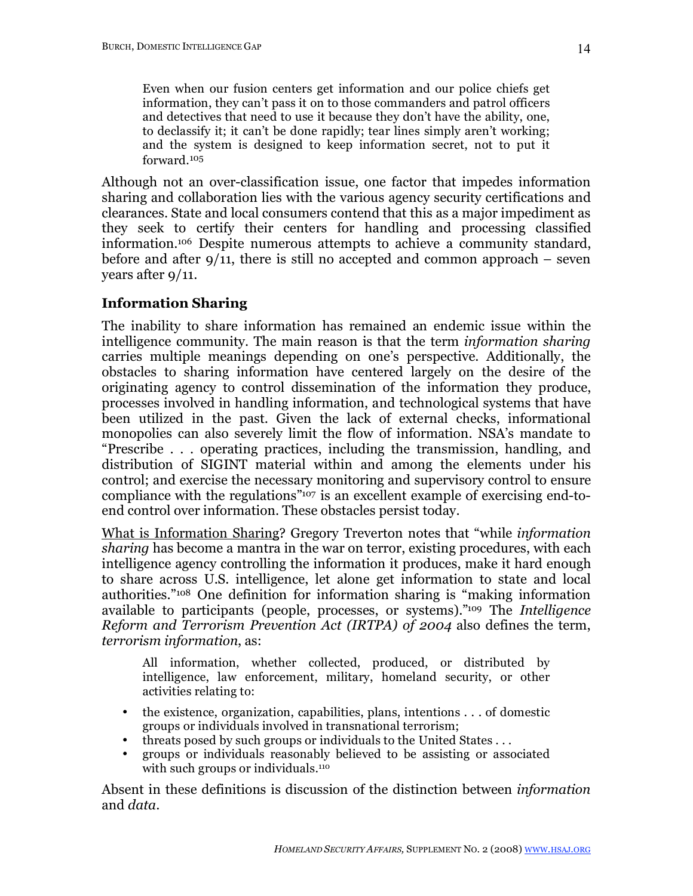> Even when our fusion centers get information and our police chiefs get information, they can't pass it on to those commanders and patrol officers and detectives that need to use it because they don't have the ability, one, to declassify it; it can't be done rapidly; tear lines simply aren't working; and the system is designed to keep information secret, not to put it forward.[105]

Although not an over-classification issue, one factor that impedes information sharing and collaboration lies with the various agency security certifications and clearances. State and local consumers contend that this as a major impediment as they seek to certify their centers for handling and processing classified information.[106] Despite numerous attempts to achieve a community standard, before and after 9/11, there is still no accepted and common approach – seven years after 9/11.

### Information Sharing

The inability to share information has remained an endemic issue within the intelligence community. The main reason is that the term *information sharing* carries multiple meanings depending on one's perspective. Additionally, the obstacles to sharing information have centered largely on the desire of the originating agency to control dissemination of the information they produce, processes involved in handling information, and technological systems that have been utilized in the past. Given the lack of external checks, informational monopolies can also severely limit the flow of information. NSA's mandate to "Prescribe . . . operating practices, including the transmission, handling, and distribution of SIGINT material within and among the elements under his control; and exercise the necessary monitoring and supervisory control to ensure compliance with the regulations"[107] is an excellent example of exercising end-to-end control over information. These obstacles persist today.

<u>What is Information Sharing</u>? Gregory Treverton notes that "while *information sharing* has become a mantra in the war on terror, existing procedures, with each intelligence agency controlling the information it produces, make it hard enough to share across U.S. intelligence, let alone get information to state and local authorities."[108] One definition for information sharing is "making information available to participants (people, processes, or systems)."[109] The *Intelligence Reform and Terrorism Prevention Act (IRTPA) of 2004* also defines the term, *terrorism information*, as:

> All information, whether collected, produced, or distributed by intelligence, law enforcement, military, homeland security, or other activities relating to:
>
> - the existence, organization, capabilities, plans, intentions . . . of domestic groups or individuals involved in transnational terrorism;
> - threats posed by such groups or individuals to the United States . . .
> - groups or individuals reasonably believed to be assisting or associated with such groups or individuals.[110]

Absent in these definitions is discussion of the distinction between *information* and *data*.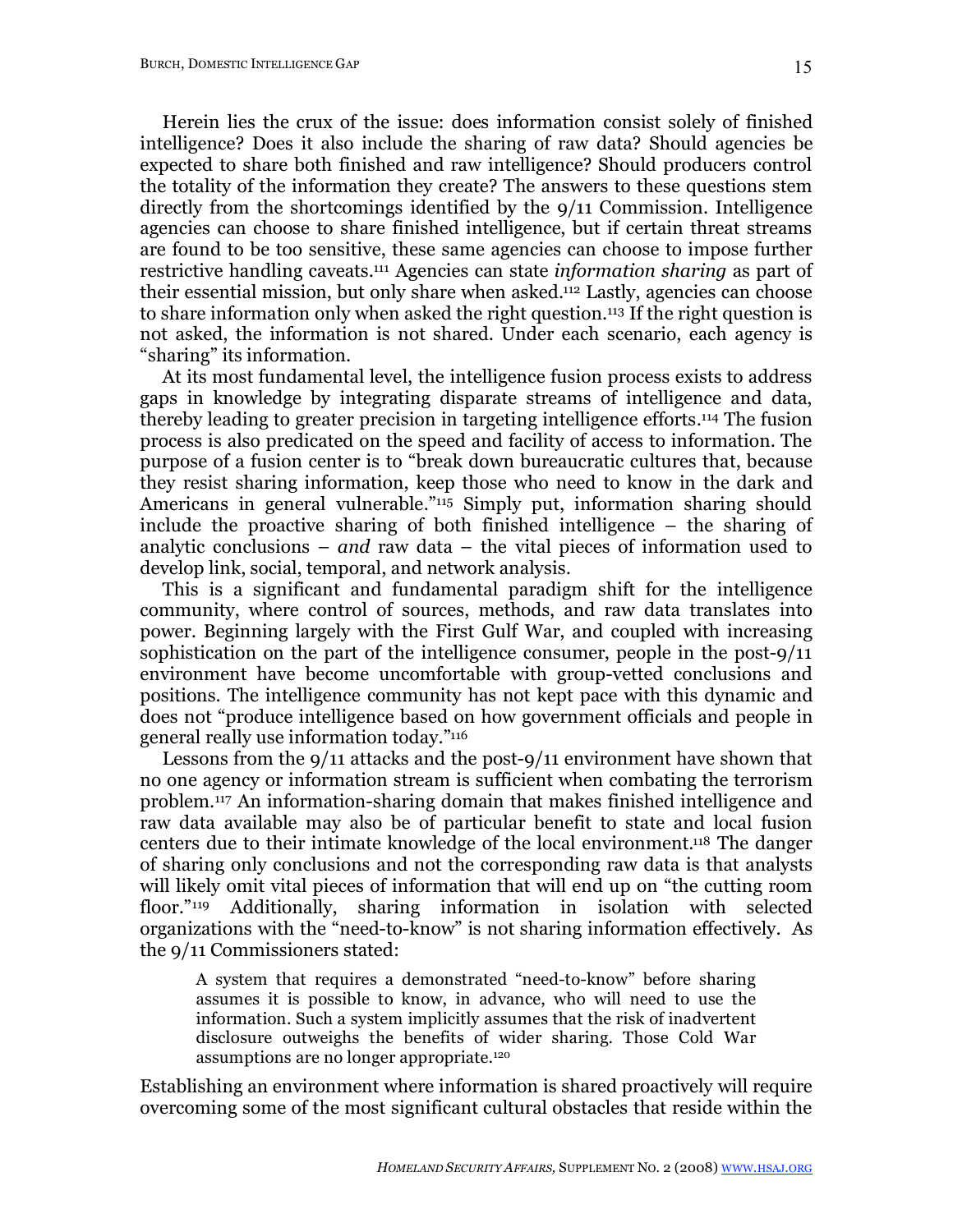Herein lies the crux of the issue: does information consist solely of finished intelligence? Does it also include the sharing of raw data? Should agencies be expected to share both finished and raw intelligence? Should producers control the totality of the information they create? The answers to these questions stem directly from the shortcomings identified by the 9/11 Commission. Intelligence agencies can choose to share finished intelligence, but if certain threat streams are found to be too sensitive, these same agencies can choose to impose further restrictive handling caveats.[111] Agencies can state *information sharing* as part of their essential mission, but only share when asked.[112] Lastly, agencies can choose to share information only when asked the right question.[113] If the right question is not asked, the information is not shared. Under each scenario, each agency is "sharing" its information.

At its most fundamental level, the intelligence fusion process exists to address gaps in knowledge by integrating disparate streams of intelligence and data, thereby leading to greater precision in targeting intelligence efforts.[114] The fusion process is also predicated on the speed and facility of access to information. The purpose of a fusion center is to "break down bureaucratic cultures that, because they resist sharing information, keep those who need to know in the dark and Americans in general vulnerable."[115] Simply put, information sharing should include the proactive sharing of both finished intelligence – the sharing of analytic conclusions – *and* raw data – the vital pieces of information used to develop link, social, temporal, and network analysis.

This is a significant and fundamental paradigm shift for the intelligence community, where control of sources, methods, and raw data translates into power. Beginning largely with the First Gulf War, and coupled with increasing sophistication on the part of the intelligence consumer, people in the post-9/11 environment have become uncomfortable with group-vetted conclusions and positions. The intelligence community has not kept pace with this dynamic and does not "produce intelligence based on how government officials and people in general really use information today."[116]

Lessons from the 9/11 attacks and the post-9/11 environment have shown that no one agency or information stream is sufficient when combating the terrorism problem.[117] An information-sharing domain that makes finished intelligence and raw data available may also be of particular benefit to state and local fusion centers due to their intimate knowledge of the local environment.[118] The danger of sharing only conclusions and not the corresponding raw data is that analysts will likely omit vital pieces of information that will end up on "the cutting room floor."[119] Additionally, sharing information in isolation with selected organizations with the "need-to-know" is not sharing information effectively. As the 9/11 Commissioners stated:

> A system that requires a demonstrated "need-to-know" before sharing assumes it is possible to know, in advance, who will need to use the information. Such a system implicitly assumes that the risk of inadvertent disclosure outweighs the benefits of wider sharing. Those Cold War assumptions are no longer appropriate.[120]

Establishing an environment where information is shared proactively will require overcoming some of the most significant cultural obstacles that reside within the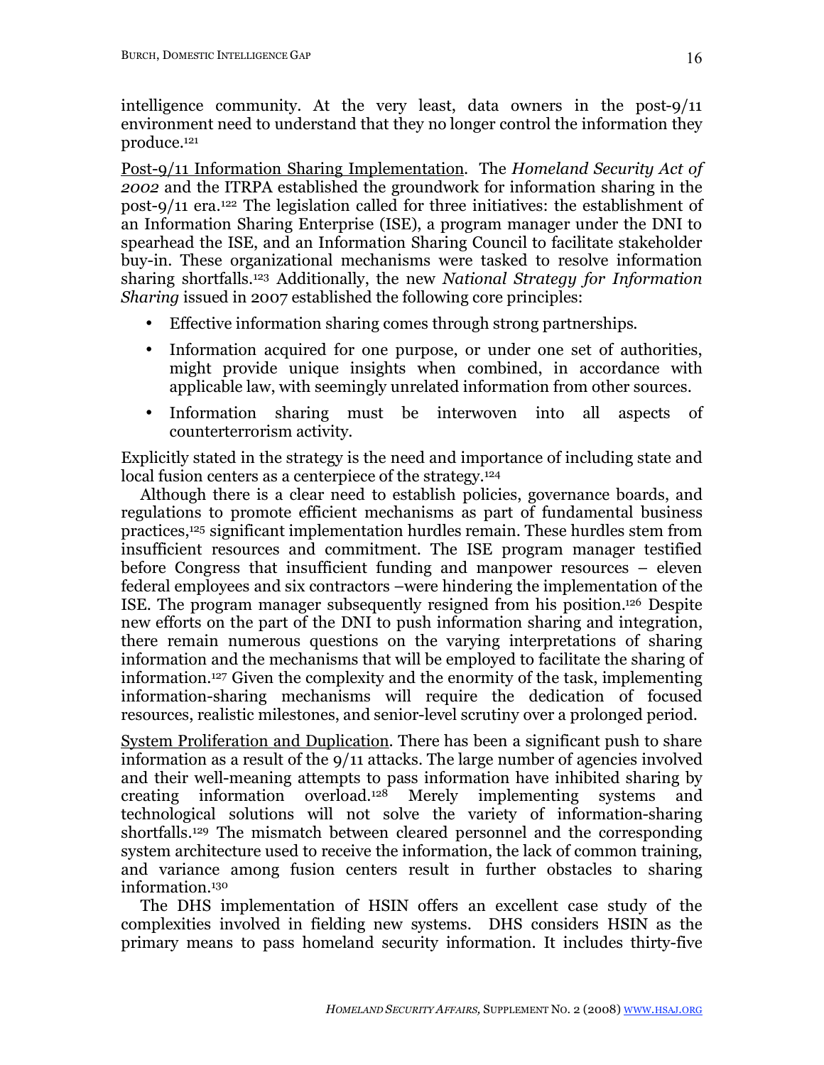intelligence community. At the very least, data owners in the post-9/11 environment need to understand that they no longer control the information they produce.[121]

Post-9/11 Information Sharing Implementation. The *Homeland Security Act of 2002* and the ITRPA established the groundwork for information sharing in the post-9/11 era.[122] The legislation called for three initiatives: the establishment of an Information Sharing Enterprise (ISE), a program manager under the DNI to spearhead the ISE, and an Information Sharing Council to facilitate stakeholder buy-in. These organizational mechanisms were tasked to resolve information sharing shortfalls.[123] Additionally, the new *National Strategy for Information Sharing* issued in 2007 established the following core principles:

- Effective information sharing comes through strong partnerships.
- Information acquired for one purpose, or under one set of authorities, might provide unique insights when combined, in accordance with applicable law, with seemingly unrelated information from other sources.
- Information sharing must be interwoven into all aspects of counterterrorism activity.

Explicitly stated in the strategy is the need and importance of including state and local fusion centers as a centerpiece of the strategy.[124]

Although there is a clear need to establish policies, governance boards, and regulations to promote efficient mechanisms as part of fundamental business practices,[125] significant implementation hurdles remain. These hurdles stem from insufficient resources and commitment. The ISE program manager testified before Congress that insufficient funding and manpower resources – eleven federal employees and six contractors –were hindering the implementation of the ISE. The program manager subsequently resigned from his position.[126] Despite new efforts on the part of the DNI to push information sharing and integration, there remain numerous questions on the varying interpretations of sharing information and the mechanisms that will be employed to facilitate the sharing of information.[127] Given the complexity and the enormity of the task, implementing information-sharing mechanisms will require the dedication of focused resources, realistic milestones, and senior-level scrutiny over a prolonged period.

System Proliferation and Duplication. There has been a significant push to share information as a result of the 9/11 attacks. The large number of agencies involved and their well-meaning attempts to pass information have inhibited sharing by creating information overload.[128] Merely implementing systems and technological solutions will not solve the variety of information-sharing shortfalls.[129] The mismatch between cleared personnel and the corresponding system architecture used to receive the information, the lack of common training, and variance among fusion centers result in further obstacles to sharing information.[130]

The DHS implementation of HSIN offers an excellent case study of the complexities involved in fielding new systems. DHS considers HSIN as the primary means to pass homeland security information. It includes thirty-five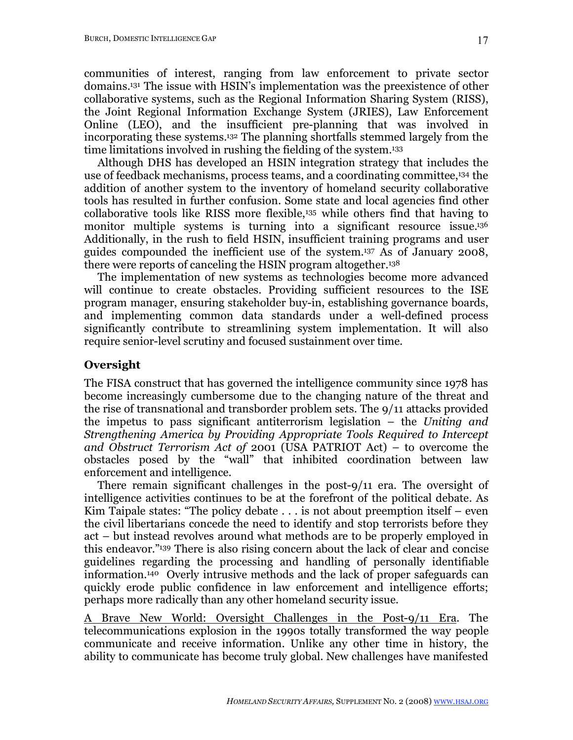communities of interest, ranging from law enforcement to private sector domains.[131] The issue with HSIN's implementation was the preexistence of other collaborative systems, such as the Regional Information Sharing System (RISS), the Joint Regional Information Exchange System (JRIES), Law Enforcement Online (LEO), and the insufficient pre-planning that was involved in incorporating these systems.[132] The planning shortfalls stemmed largely from the time limitations involved in rushing the fielding of the system.[133]

Although DHS has developed an HSIN integration strategy that includes the use of feedback mechanisms, process teams, and a coordinating committee,[134] the addition of another system to the inventory of homeland security collaborative tools has resulted in further confusion. Some state and local agencies find other collaborative tools like RISS more flexible,[135] while others find that having to monitor multiple systems is turning into a significant resource issue.[136] Additionally, in the rush to field HSIN, insufficient training programs and user guides compounded the inefficient use of the system.[137] As of January 2008, there were reports of canceling the HSIN program altogether.[138]

The implementation of new systems as technologies become more advanced will continue to create obstacles. Providing sufficient resources to the ISE program manager, ensuring stakeholder buy-in, establishing governance boards, and implementing common data standards under a well-defined process significantly contribute to streamlining system implementation. It will also require senior-level scrutiny and focused sustainment over time.

## Oversight

The FISA construct that has governed the intelligence community since 1978 has become increasingly cumbersome due to the changing nature of the threat and the rise of transnational and transborder problem sets. The 9/11 attacks provided the impetus to pass significant antiterrorism legislation – the *Uniting and Strengthening America by Providing Appropriate Tools Required to Intercept and Obstruct Terrorism Act of* 2001 (USA PATRIOT Act) – to overcome the obstacles posed by the "wall" that inhibited coordination between law enforcement and intelligence.

There remain significant challenges in the post-9/11 era. The oversight of intelligence activities continues to be at the forefront of the political debate. As Kim Taipale states: "The policy debate . . . is not about preemption itself – even the civil libertarians concede the need to identify and stop terrorists before they act – but instead revolves around what methods are to be properly employed in this endeavor."[139] There is also rising concern about the lack of clear and concise guidelines regarding the processing and handling of personally identifiable information.[140] Overly intrusive methods and the lack of proper safeguards can quickly erode public confidence in law enforcement and intelligence efforts; perhaps more radically than any other homeland security issue.

<u>A Brave New World: Oversight Challenges in the Post-9/11 Era</u>. The telecommunications explosion in the 1990s totally transformed the way people communicate and receive information. Unlike any other time in history, the ability to communicate has become truly global. New challenges have manifested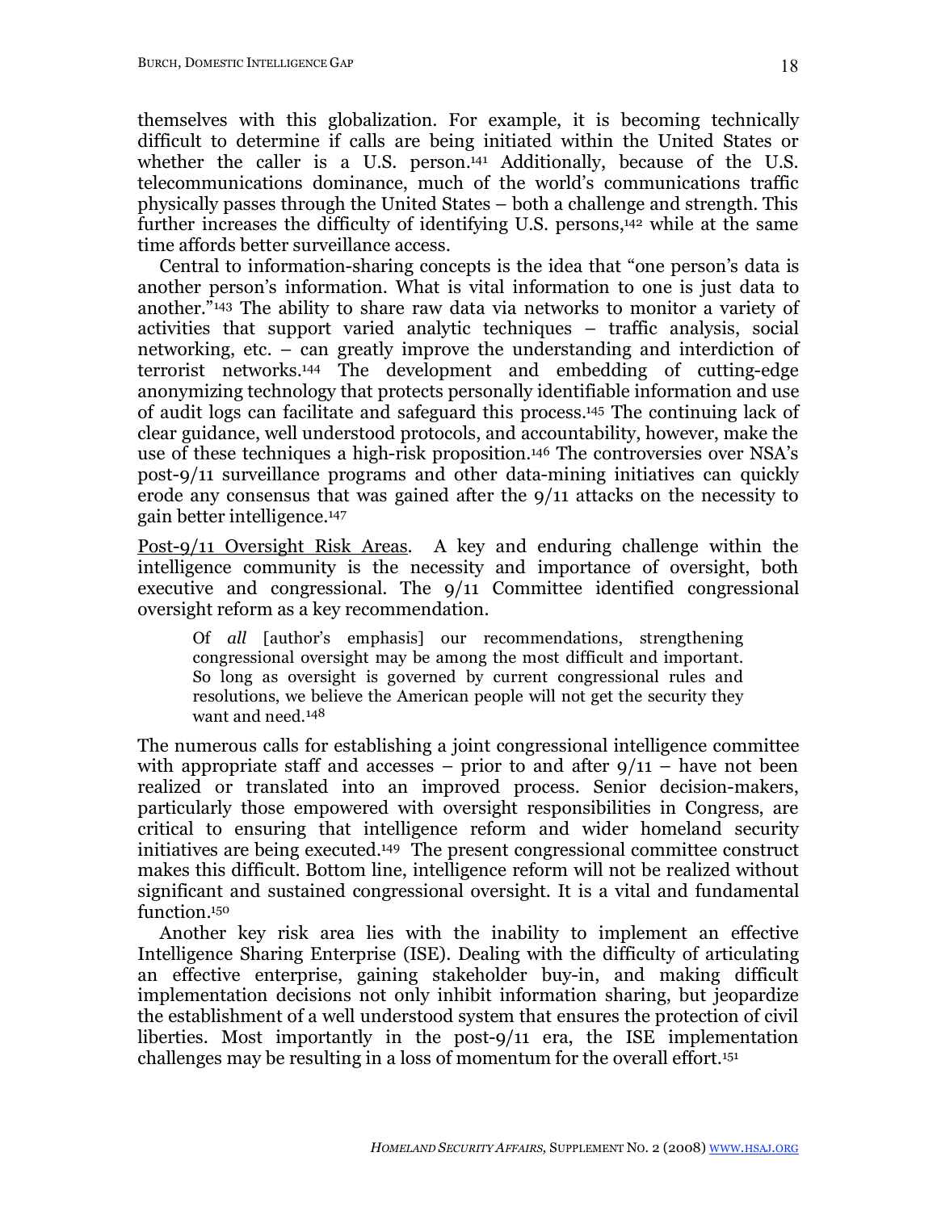themselves with this globalization. For example, it is becoming technically difficult to determine if calls are being initiated within the United States or whether the caller is a U.S. person.[141] Additionally, because of the U.S. telecommunications dominance, much of the world's communications traffic physically passes through the United States – both a challenge and strength. This further increases the difficulty of identifying U.S. persons,[142] while at the same time affords better surveillance access.

Central to information-sharing concepts is the idea that "one person's data is another person's information. What is vital information to one is just data to another."[143] The ability to share raw data via networks to monitor a variety of activities that support varied analytic techniques – traffic analysis, social networking, etc. – can greatly improve the understanding and interdiction of terrorist networks.[144] The development and embedding of cutting-edge anonymizing technology that protects personally identifiable information and use of audit logs can facilitate and safeguard this process.[145] The continuing lack of clear guidance, well understood protocols, and accountability, however, make the use of these techniques a high-risk proposition.[146] The controversies over NSA's post-9/11 surveillance programs and other data-mining initiatives can quickly erode any consensus that was gained after the 9/11 attacks on the necessity to gain better intelligence.[147]

<u>Post-9/11 Oversight Risk Areas</u>. A key and enduring challenge within the intelligence community is the necessity and importance of oversight, both executive and congressional. The 9/11 Committee identified congressional oversight reform as a key recommendation.

> Of *all* [author's emphasis] our recommendations, strengthening congressional oversight may be among the most difficult and important. So long as oversight is governed by current congressional rules and resolutions, we believe the American people will not get the security they want and need.[148]

The numerous calls for establishing a joint congressional intelligence committee with appropriate staff and accesses – prior to and after 9/11 – have not been realized or translated into an improved process. Senior decision-makers, particularly those empowered with oversight responsibilities in Congress, are critical to ensuring that intelligence reform and wider homeland security initiatives are being executed.[149] The present congressional committee construct makes this difficult. Bottom line, intelligence reform will not be realized without significant and sustained congressional oversight. It is a vital and fundamental function.[150]

Another key risk area lies with the inability to implement an effective Intelligence Sharing Enterprise (ISE). Dealing with the difficulty of articulating an effective enterprise, gaining stakeholder buy-in, and making difficult implementation decisions not only inhibit information sharing, but jeopardize the establishment of a well understood system that ensures the protection of civil liberties. Most importantly in the post-9/11 era, the ISE implementation challenges may be resulting in a loss of momentum for the overall effort.[151]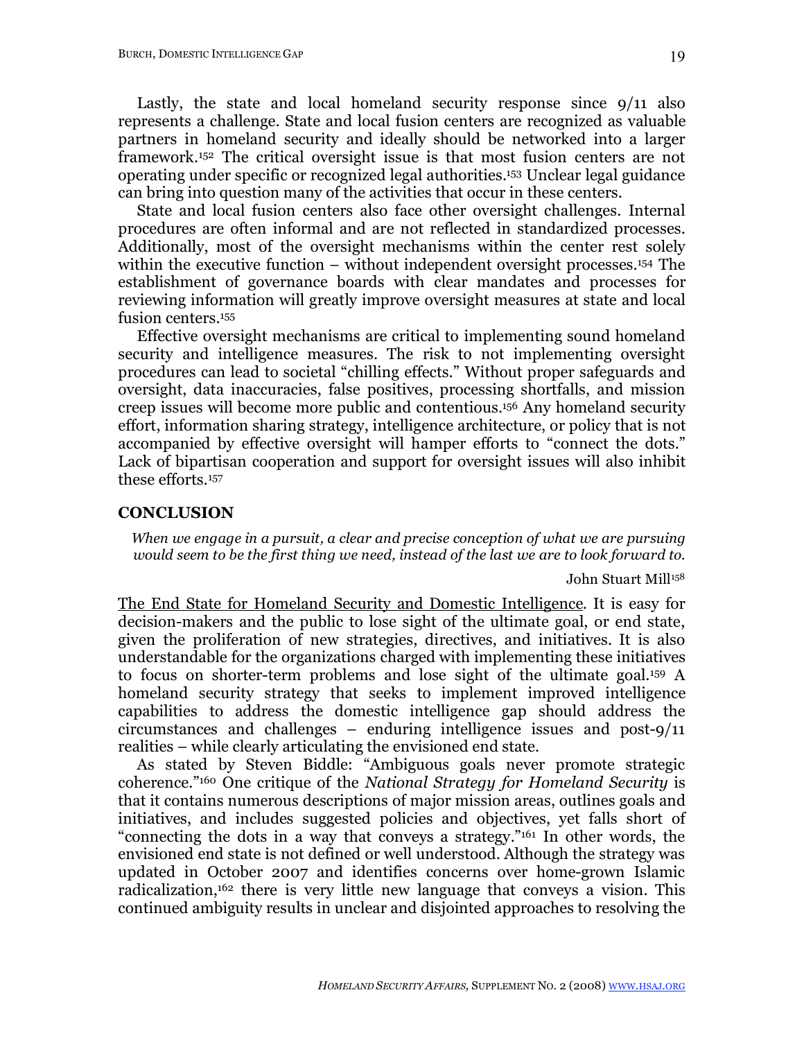Lastly, the state and local homeland security response since 9/11 also represents a challenge. State and local fusion centers are recognized as valuable partners in homeland security and ideally should be networked into a larger framework.[152] The critical oversight issue is that most fusion centers are not operating under specific or recognized legal authorities.[153] Unclear legal guidance can bring into question many of the activities that occur in these centers.

State and local fusion centers also face other oversight challenges. Internal procedures are often informal and are not reflected in standardized processes. Additionally, most of the oversight mechanisms within the center rest solely within the executive function – without independent oversight processes.[154] The establishment of governance boards with clear mandates and processes for reviewing information will greatly improve oversight measures at state and local fusion centers.[155]

Effective oversight mechanisms are critical to implementing sound homeland security and intelligence measures. The risk to not implementing oversight procedures can lead to societal "chilling effects." Without proper safeguards and oversight, data inaccuracies, false positives, processing shortfalls, and mission creep issues will become more public and contentious.[156] Any homeland security effort, information sharing strategy, intelligence architecture, or policy that is not accompanied by effective oversight will hamper efforts to "connect the dots." Lack of bipartisan cooperation and support for oversight issues will also inhibit these efforts.[157]

## CONCLUSION

> *When we engage in a pursuit, a clear and precise conception of what we are pursuing would seem to be the first thing we need, instead of the last we are to look forward to.*
>
> John Stuart Mill[158]

The End State for Homeland Security and Domestic Intelligence. It is easy for decision-makers and the public to lose sight of the ultimate goal, or end state, given the proliferation of new strategies, directives, and initiatives. It is also understandable for the organizations charged with implementing these initiatives to focus on shorter-term problems and lose sight of the ultimate goal.[159] A homeland security strategy that seeks to implement improved intelligence capabilities to address the domestic intelligence gap should address the circumstances and challenges – enduring intelligence issues and post-9/11 realities – while clearly articulating the envisioned end state.

As stated by Steven Biddle: "Ambiguous goals never promote strategic coherence."[160] One critique of the *National Strategy for Homeland Security* is that it contains numerous descriptions of major mission areas, outlines goals and initiatives, and includes suggested policies and objectives, yet falls short of "connecting the dots in a way that conveys a strategy."[161] In other words, the envisioned end state is not defined or well understood. Although the strategy was updated in October 2007 and identifies concerns over home-grown Islamic radicalization,[162] there is very little new language that conveys a vision. This continued ambiguity results in unclear and disjointed approaches to resolving the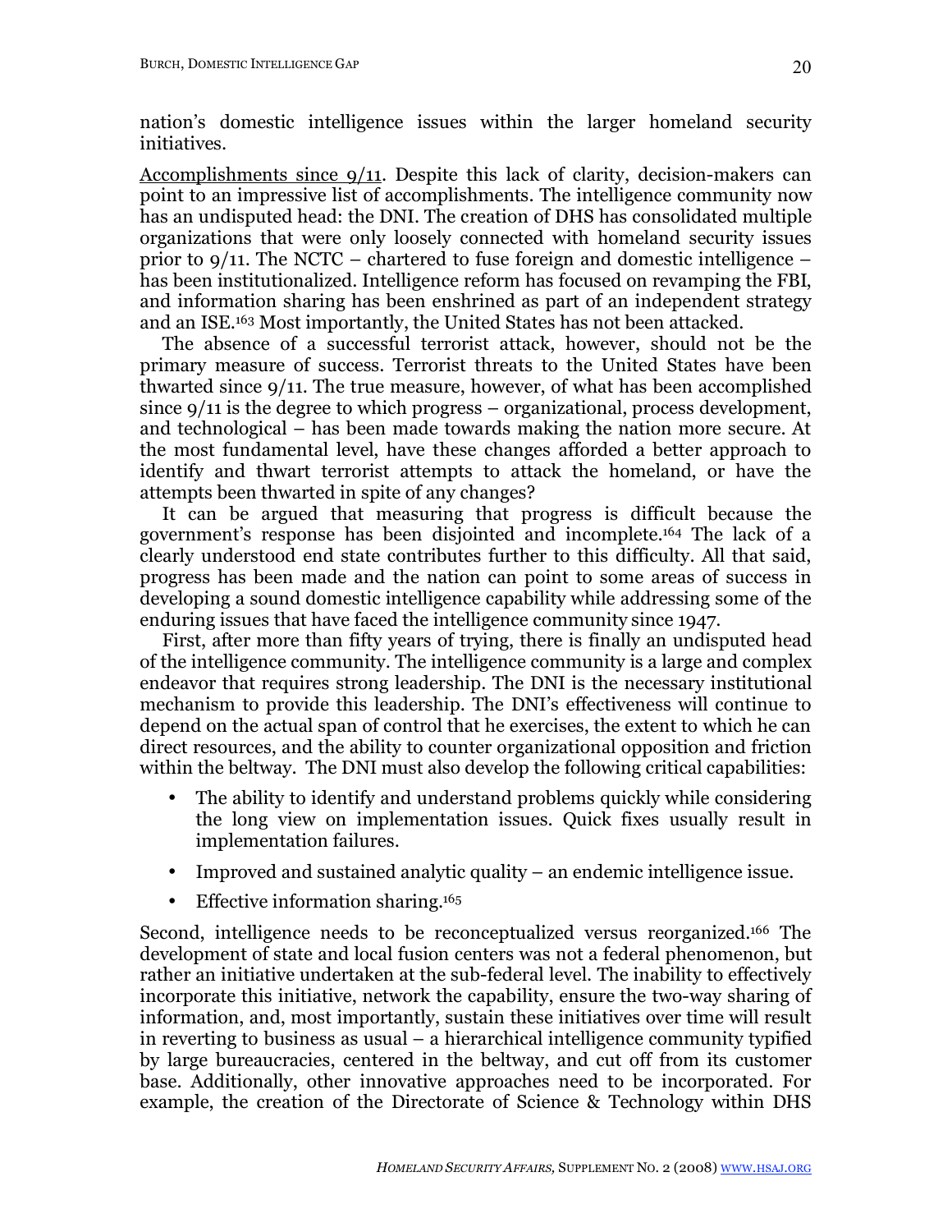nation's domestic intelligence issues within the larger homeland security initiatives.

Accomplishments since 9/11. Despite this lack of clarity, decision-makers can point to an impressive list of accomplishments. The intelligence community now has an undisputed head: the DNI. The creation of DHS has consolidated multiple organizations that were only loosely connected with homeland security issues prior to 9/11. The NCTC – chartered to fuse foreign and domestic intelligence – has been institutionalized. Intelligence reform has focused on revamping the FBI, and information sharing has been enshrined as part of an independent strategy and an ISE.[163] Most importantly, the United States has not been attacked.

The absence of a successful terrorist attack, however, should not be the primary measure of success. Terrorist threats to the United States have been thwarted since 9/11. The true measure, however, of what has been accomplished since 9/11 is the degree to which progress – organizational, process development, and technological – has been made towards making the nation more secure. At the most fundamental level, have these changes afforded a better approach to identify and thwart terrorist attempts to attack the homeland, or have the attempts been thwarted in spite of any changes?

It can be argued that measuring that progress is difficult because the government's response has been disjointed and incomplete.[164] The lack of a clearly understood end state contributes further to this difficulty. All that said, progress has been made and the nation can point to some areas of success in developing a sound domestic intelligence capability while addressing some of the enduring issues that have faced the intelligence community since 1947.

First, after more than fifty years of trying, there is finally an undisputed head of the intelligence community. The intelligence community is a large and complex endeavor that requires strong leadership. The DNI is the necessary institutional mechanism to provide this leadership. The DNI's effectiveness will continue to depend on the actual span of control that he exercises, the extent to which he can direct resources, and the ability to counter organizational opposition and friction within the beltway. The DNI must also develop the following critical capabilities:

- The ability to identify and understand problems quickly while considering the long view on implementation issues. Quick fixes usually result in implementation failures.
- Improved and sustained analytic quality – an endemic intelligence issue.
- Effective information sharing.[165]

Second, intelligence needs to be reconceptualized versus reorganized.[166] The development of state and local fusion centers was not a federal phenomenon, but rather an initiative undertaken at the sub-federal level. The inability to effectively incorporate this initiative, network the capability, ensure the two-way sharing of information, and, most importantly, sustain these initiatives over time will result in reverting to business as usual – a hierarchical intelligence community typified by large bureaucracies, centered in the beltway, and cut off from its customer base. Additionally, other innovative approaches need to be incorporated. For example, the creation of the Directorate of Science & Technology within DHS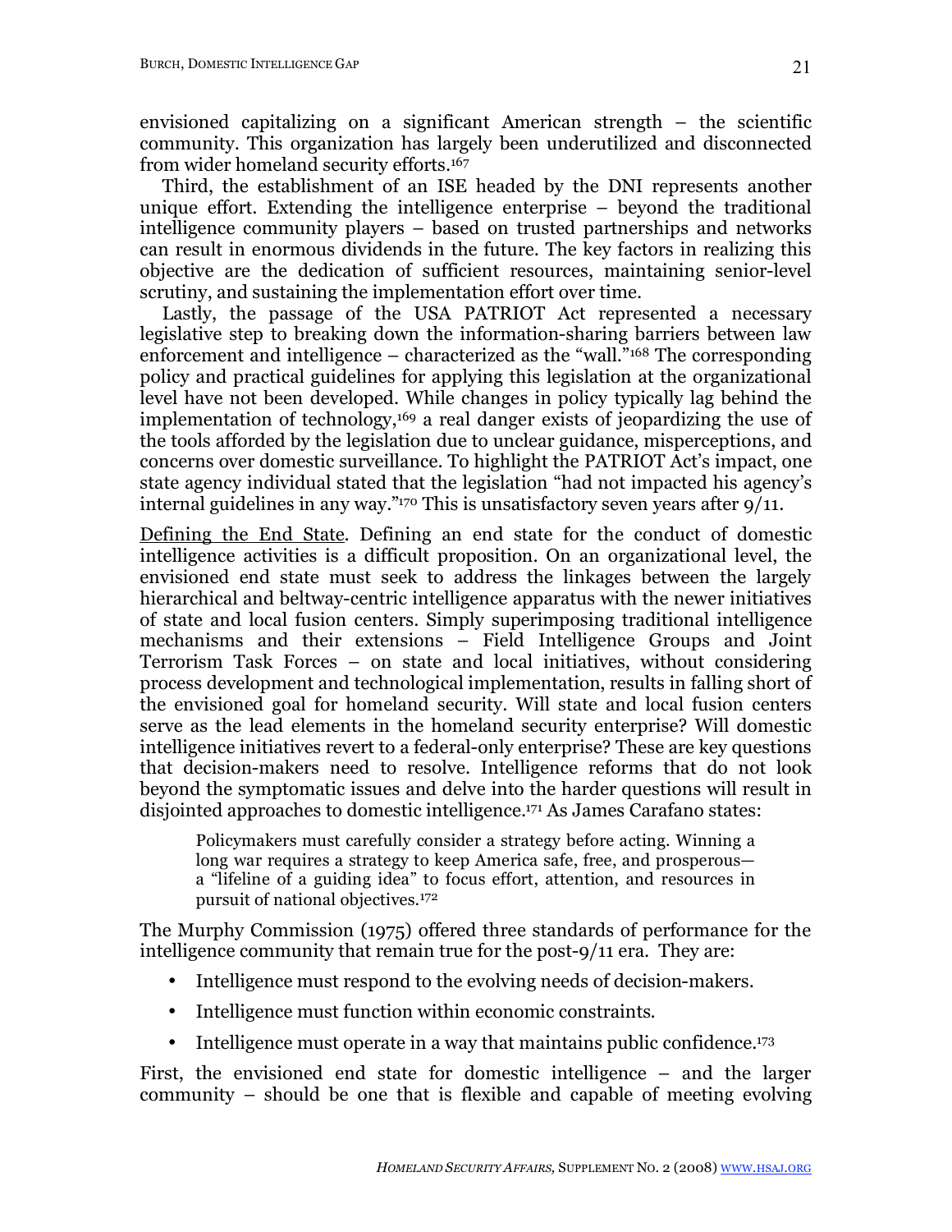envisioned capitalizing on a significant American strength – the scientific community. This organization has largely been underutilized and disconnected from wider homeland security efforts.[167]

Third, the establishment of an ISE headed by the DNI represents another unique effort. Extending the intelligence enterprise – beyond the traditional intelligence community players – based on trusted partnerships and networks can result in enormous dividends in the future. The key factors in realizing this objective are the dedication of sufficient resources, maintaining senior-level scrutiny, and sustaining the implementation effort over time.

Lastly, the passage of the USA PATRIOT Act represented a necessary legislative step to breaking down the information-sharing barriers between law enforcement and intelligence – characterized as the "wall."[168] The corresponding policy and practical guidelines for applying this legislation at the organizational level have not been developed. While changes in policy typically lag behind the implementation of technology,[169] a real danger exists of jeopardizing the use of the tools afforded by the legislation due to unclear guidance, misperceptions, and concerns over domestic surveillance. To highlight the PATRIOT Act's impact, one state agency individual stated that the legislation "had not impacted his agency's internal guidelines in any way."[170] This is unsatisfactory seven years after 9/11.

Defining the End State. Defining an end state for the conduct of domestic intelligence activities is a difficult proposition. On an organizational level, the envisioned end state must seek to address the linkages between the largely hierarchical and beltway-centric intelligence apparatus with the newer initiatives of state and local fusion centers. Simply superimposing traditional intelligence mechanisms and their extensions – Field Intelligence Groups and Joint Terrorism Task Forces – on state and local initiatives, without considering process development and technological implementation, results in falling short of the envisioned goal for homeland security. Will state and local fusion centers serve as the lead elements in the homeland security enterprise? Will domestic intelligence initiatives revert to a federal-only enterprise? These are key questions that decision-makers need to resolve. Intelligence reforms that do not look beyond the symptomatic issues and delve into the harder questions will result in disjointed approaches to domestic intelligence.[171] As James Carafano states:

> Policymakers must carefully consider a strategy before acting. Winning a long war requires a strategy to keep America safe, free, and prosperous—a "lifeline of a guiding idea" to focus effort, attention, and resources in pursuit of national objectives.[172]

The Murphy Commission (1975) offered three standards of performance for the intelligence community that remain true for the post-9/11 era. They are:

- Intelligence must respond to the evolving needs of decision-makers.
- Intelligence must function within economic constraints.
- Intelligence must operate in a way that maintains public confidence.[173]

First, the envisioned end state for domestic intelligence – and the larger community – should be one that is flexible and capable of meeting evolving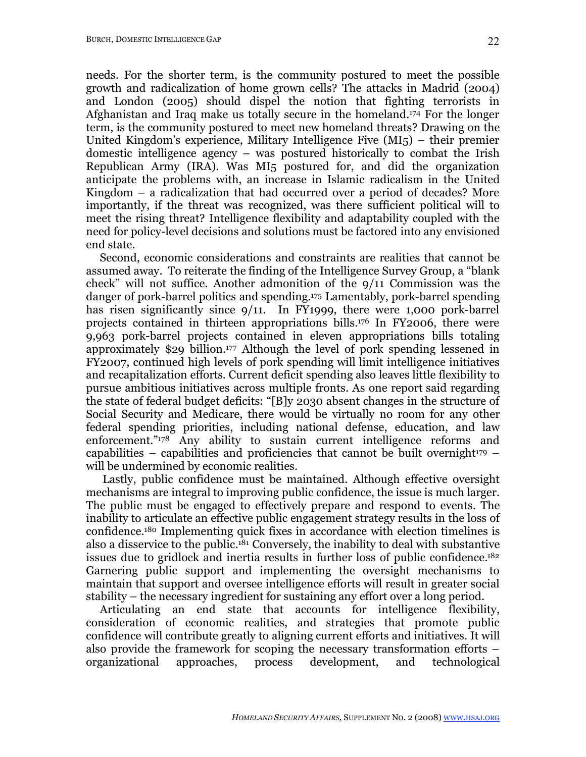needs. For the shorter term, is the community postured to meet the possible growth and radicalization of home grown cells? The attacks in Madrid (2004) and London (2005) should dispel the notion that fighting terrorists in Afghanistan and Iraq make us totally secure in the homeland.[174] For the longer term, is the community postured to meet new homeland threats? Drawing on the United Kingdom's experience, Military Intelligence Five (MI5) – their premier domestic intelligence agency – was postured historically to combat the Irish Republican Army (IRA). Was MI5 postured for, and did the organization anticipate the problems with, an increase in Islamic radicalism in the United Kingdom – a radicalization that had occurred over a period of decades? More importantly, if the threat was recognized, was there sufficient political will to meet the rising threat? Intelligence flexibility and adaptability coupled with the need for policy-level decisions and solutions must be factored into any envisioned end state.

Second, economic considerations and constraints are realities that cannot be assumed away. To reiterate the finding of the Intelligence Survey Group, a "blank check" will not suffice. Another admonition of the 9/11 Commission was the danger of pork-barrel politics and spending.[175] Lamentably, pork-barrel spending has risen significantly since 9/11. In FY1999, there were 1,000 pork-barrel projects contained in thirteen appropriations bills.[176] In FY2006, there were 9,963 pork-barrel projects contained in eleven appropriations bills totaling approximately $29 billion.[177] Although the level of pork spending lessened in FY2007, continued high levels of pork spending will limit intelligence initiatives and recapitalization efforts. Current deficit spending also leaves little flexibility to pursue ambitious initiatives across multiple fronts. As one report said regarding the state of federal budget deficits: "[B]y 2030 absent changes in the structure of Social Security and Medicare, there would be virtually no room for any other federal spending priorities, including national defense, education, and law enforcement."[178] Any ability to sustain current intelligence reforms and capabilities – capabilities and proficiencies that cannot be built overnight[179] – will be undermined by economic realities.

Lastly, public confidence must be maintained. Although effective oversight mechanisms are integral to improving public confidence, the issue is much larger. The public must be engaged to effectively prepare and respond to events. The inability to articulate an effective public engagement strategy results in the loss of confidence.[180] Implementing quick fixes in accordance with election timelines is also a disservice to the public.[181] Conversely, the inability to deal with substantive issues due to gridlock and inertia results in further loss of public confidence.[182] Garnering public support and implementing the oversight mechanisms to maintain that support and oversee intelligence efforts will result in greater social stability – the necessary ingredient for sustaining any effort over a long period.

Articulating an end state that accounts for intelligence flexibility, consideration of economic realities, and strategies that promote public confidence will contribute greatly to aligning current efforts and initiatives. It will also provide the framework for scoping the necessary transformation efforts – organizational approaches, process development, and technological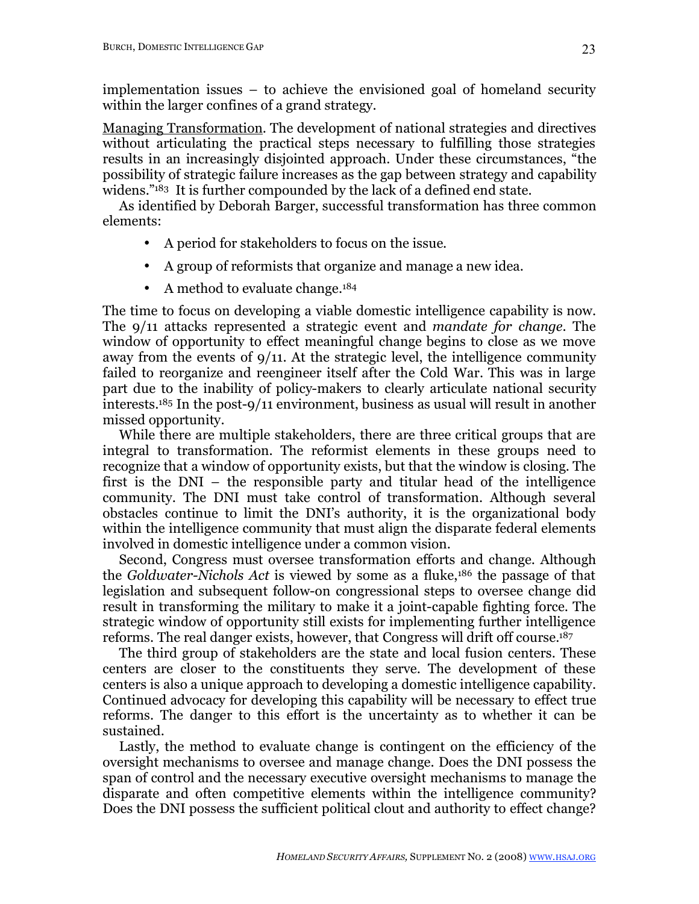implementation issues – to achieve the envisioned goal of homeland security within the larger confines of a grand strategy.

Managing Transformation. The development of national strategies and directives without articulating the practical steps necessary to fulfilling those strategies results in an increasingly disjointed approach. Under these circumstances, "the possibility of strategic failure increases as the gap between strategy and capability widens."[183] It is further compounded by the lack of a defined end state.

As identified by Deborah Barger, successful transformation has three common elements:

- A period for stakeholders to focus on the issue.
- A group of reformists that organize and manage a new idea.
- A method to evaluate change.[184]

The time to focus on developing a viable domestic intelligence capability is now. The 9/11 attacks represented a strategic event and *mandate for change*. The window of opportunity to effect meaningful change begins to close as we move away from the events of 9/11. At the strategic level, the intelligence community failed to reorganize and reengineer itself after the Cold War. This was in large part due to the inability of policy-makers to clearly articulate national security interests.[185] In the post-9/11 environment, business as usual will result in another missed opportunity.

While there are multiple stakeholders, there are three critical groups that are integral to transformation. The reformist elements in these groups need to recognize that a window of opportunity exists, but that the window is closing. The first is the DNI – the responsible party and titular head of the intelligence community. The DNI must take control of transformation. Although several obstacles continue to limit the DNI's authority, it is the organizational body within the intelligence community that must align the disparate federal elements involved in domestic intelligence under a common vision.

Second, Congress must oversee transformation efforts and change. Although the *Goldwater-Nichols Act* is viewed by some as a fluke,[186] the passage of that legislation and subsequent follow-on congressional steps to oversee change did result in transforming the military to make it a joint-capable fighting force. The strategic window of opportunity still exists for implementing further intelligence reforms. The real danger exists, however, that Congress will drift off course.[187]

The third group of stakeholders are the state and local fusion centers. These centers are closer to the constituents they serve. The development of these centers is also a unique approach to developing a domestic intelligence capability. Continued advocacy for developing this capability will be necessary to effect true reforms. The danger to this effort is the uncertainty as to whether it can be sustained.

Lastly, the method to evaluate change is contingent on the efficiency of the oversight mechanisms to oversee and manage change. Does the DNI possess the span of control and the necessary executive oversight mechanisms to manage the disparate and often competitive elements within the intelligence community? Does the DNI possess the sufficient political clout and authority to effect change?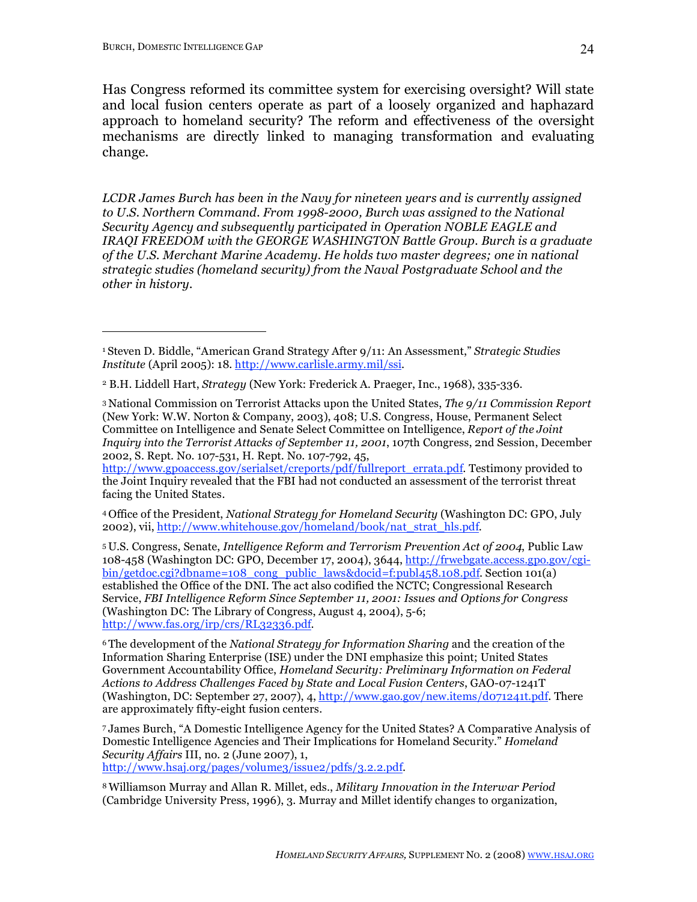Has Congress reformed its committee system for exercising oversight? Will state and local fusion centers operate as part of a loosely organized and haphazard approach to homeland security? The reform and effectiveness of the oversight mechanisms are directly linked to managing transformation and evaluating change.

*LCDR James Burch has been in the Navy for nineteen years and is currently assigned to U.S. Northern Command. From 1998-2000, Burch was assigned to the National Security Agency and subsequently participated in Operation NOBLE EAGLE and IRAQI FREEDOM with the GEORGE WASHINGTON Battle Group. Burch is a graduate of the U.S. Merchant Marine Academy. He holds two master degrees; one in national strategic studies (homeland security) from the Naval Postgraduate School and the other in history.*

---

[1] Steven D. Biddle, "American Grand Strategy After 9/11: An Assessment," *Strategic Studies Institute* (April 2005): 18. http://www.carlisle.army.mil/ssi.

[2] B.H. Liddell Hart, *Strategy* (New York: Frederick A. Praeger, Inc., 1968), 335-336.

[3] National Commission on Terrorist Attacks upon the United States, *The 9/11 Commission Report* (New York: W.W. Norton & Company, 2003), 408; U.S. Congress, House, Permanent Select Committee on Intelligence and Senate Select Committee on Intelligence, *Report of the Joint Inquiry into the Terrorist Attacks of September 11, 2001*, 107th Congress, 2nd Session, December 2002, S. Rept. No. 107-531, H. Rept. No. 107-792, 45, http://www.gpoaccess.gov/serialset/creports/pdf/fullreport_errata.pdf. Testimony provided to the Joint Inquiry revealed that the FBI had not conducted an assessment of the terrorist threat facing the United States.

[4] Office of the President, *National Strategy for Homeland Security* (Washington DC: GPO, July 2002), vii, http://www.whitehouse.gov/homeland/book/nat_strat_hls.pdf.

[5] U.S. Congress, Senate, *Intelligence Reform and Terrorism Prevention Act of 2004*, Public Law 108-458 (Washington DC: GPO, December 17, 2004), 3644, http://frwebgate.access.gpo.gov/cgi-bin/getdoc.cgi?dbname=108_cong_public_laws&docid=f:publ458.108.pdf. Section 101(a) established the Office of the DNI. The act also codified the NCTC; Congressional Research Service, *FBI Intelligence Reform Since September 11, 2001: Issues and Options for Congress* (Washington DC: The Library of Congress, August 4, 2004), 5-6; http://www.fas.org/irp/crs/RL32336.pdf.

[6] The development of the *National Strategy for Information Sharing* and the creation of the Information Sharing Enterprise (ISE) under the DNI emphasize this point; United States Government Accountability Office, *Homeland Security: Preliminary Information on Federal Actions to Address Challenges Faced by State and Local Fusion Centers*, GAO-07-1241T (Washington, DC: September 27, 2007), 4, http://www.gao.gov/new.items/d071241t.pdf. There are approximately fifty-eight fusion centers.

[7] James Burch, "A Domestic Intelligence Agency for the United States? A Comparative Analysis of Domestic Intelligence Agencies and Their Implications for Homeland Security." *Homeland Security Affairs* III, no. 2 (June 2007), 1, http://www.hsaj.org/pages/volume3/issue2/pdfs/3.2.2.pdf.

[8] Williamson Murray and Allan R. Millet, eds., *Military Innovation in the Interwar Period* (Cambridge University Press, 1996), 3. Murray and Millet identify changes to organization,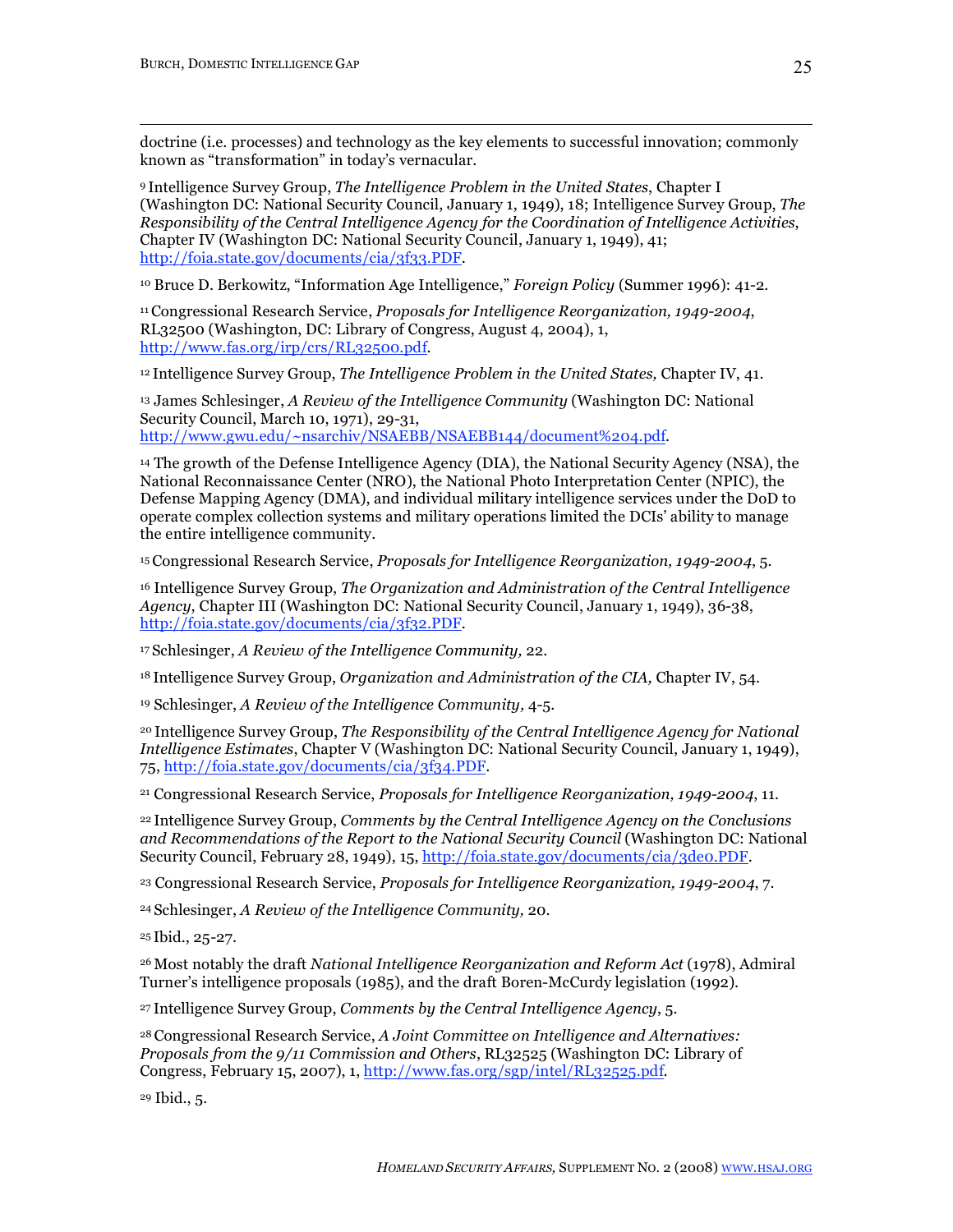doctrine (i.e. processes) and technology as the key elements to successful innovation; commonly known as "transformation" in today's vernacular.

[9] Intelligence Survey Group, *The Intelligence Problem in the United States*, Chapter I (Washington DC: National Security Council, January 1, 1949), 18; Intelligence Survey Group, *The Responsibility of the Central Intelligence Agency for the Coordination of Intelligence Activities*, Chapter IV (Washington DC: National Security Council, January 1, 1949), 41; http://foia.state.gov/documents/cia/3f33.PDF.

[10] Bruce D. Berkowitz, "Information Age Intelligence," *Foreign Policy* (Summer 1996): 41-2.

[11] Congressional Research Service, *Proposals for Intelligence Reorganization, 1949-2004*, RL32500 (Washington, DC: Library of Congress, August 4, 2004), 1, http://www.fas.org/irp/crs/RL32500.pdf.

[12] Intelligence Survey Group, *The Intelligence Problem in the United States,* Chapter IV, 41.

[13] James Schlesinger, *A Review of the Intelligence Community* (Washington DC: National Security Council, March 10, 1971), 29-31, http://www.gwu.edu/~nsarchiv/NSAEBB/NSAEBB144/document%204.pdf.

[14] The growth of the Defense Intelligence Agency (DIA), the National Security Agency (NSA), the National Reconnaissance Center (NRO), the National Photo Interpretation Center (NPIC), the Defense Mapping Agency (DMA), and individual military intelligence services under the DoD to operate complex collection systems and military operations limited the DCIs' ability to manage the entire intelligence community.

[15] Congressional Research Service, *Proposals for Intelligence Reorganization, 1949-2004*, 5.

[16] Intelligence Survey Group, *The Organization and Administration of the Central Intelligence Agency*, Chapter III (Washington DC: National Security Council, January 1, 1949), 36-38, http://foia.state.gov/documents/cia/3f32.PDF.

[17] Schlesinger, *A Review of the Intelligence Community,* 22.

[18] Intelligence Survey Group, *Organization and Administration of the CIA,* Chapter IV, 54.

[19] Schlesinger, *A Review of the Intelligence Community,* 4-5.

[20] Intelligence Survey Group, *The Responsibility of the Central Intelligence Agency for National Intelligence Estimates*, Chapter V (Washington DC: National Security Council, January 1, 1949), 75, http://foia.state.gov/documents/cia/3f34.PDF.

[21] Congressional Research Service, *Proposals for Intelligence Reorganization, 1949-2004*, 11.

[22] Intelligence Survey Group, *Comments by the Central Intelligence Agency on the Conclusions and Recommendations of the Report to the National Security Council* (Washington DC: National Security Council, February 28, 1949), 15, http://foia.state.gov/documents/cia/3de0.PDF.

[23] Congressional Research Service, *Proposals for Intelligence Reorganization, 1949-2004*, 7.

[24] Schlesinger, *A Review of the Intelligence Community,* 20.

[25] Ibid., 25-27.

[26] Most notably the draft *National Intelligence Reorganization and Reform Act* (1978), Admiral Turner's intelligence proposals (1985), and the draft Boren-McCurdy legislation (1992).

[27] Intelligence Survey Group, *Comments by the Central Intelligence Agency*, 5.

[28] Congressional Research Service, *A Joint Committee on Intelligence and Alternatives: Proposals from the 9/11 Commission and Others*, RL32525 (Washington DC: Library of Congress, February 15, 2007), 1, http://www.fas.org/sgp/intel/RL32525.pdf.

[29] Ibid., 5.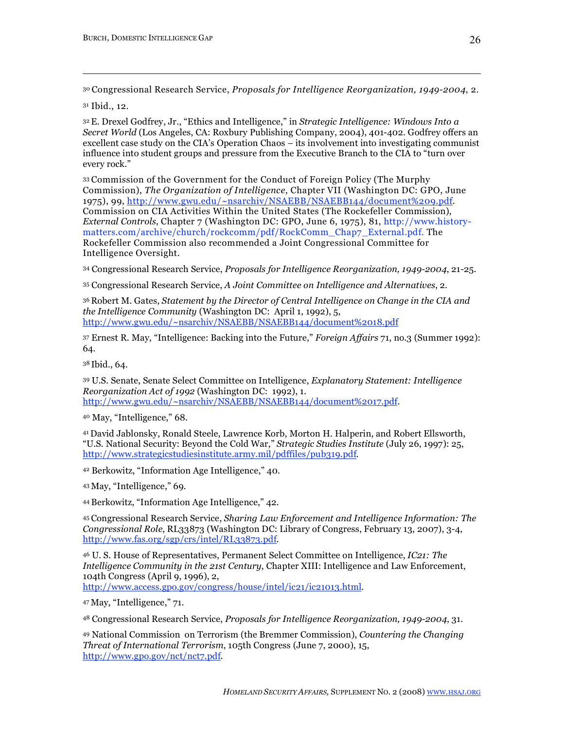[30] Congressional Research Service, *Proposals for Intelligence Reorganization, 1949-2004*, 2.

[31] Ibid., 12.

[32] E. Drexel Godfrey, Jr., "Ethics and Intelligence," in *Strategic Intelligence: Windows Into a Secret World* (Los Angeles, CA: Roxbury Publishing Company, 2004), 401-402. Godfrey offers an excellent case study on the CIA's Operation Chaos – its involvement into investigating communist influence into student groups and pressure from the Executive Branch to the CIA to "turn over every rock."

[33] Commission of the Government for the Conduct of Foreign Policy (The Murphy Commission), *The Organization of Intelligence*, Chapter VII (Washington DC: GPO, June 1975), 99, http://www.gwu.edu/~nsarchiv/NSAEBB/NSAEBB144/document%209.pdf. Commission on CIA Activities Within the United States (The Rockefeller Commission), *External Controls*, Chapter 7 (Washington DC: GPO, June 6, 1975), 81, http://www.history-matters.com/archive/church/rockcomm/pdf/RockComm_Chap7_External.pdf. The Rockefeller Commission also recommended a Joint Congressional Committee for Intelligence Oversight.

[34] Congressional Research Service, *Proposals for Intelligence Reorganization, 1949-2004*, 21-25.

[35] Congressional Research Service, *A Joint Committee on Intelligence and Alternatives*, 2.

[36] Robert M. Gates, *Statement by the Director of Central Intelligence on Change in the CIA and the Intelligence Community* (Washington DC: April 1, 1992), 5, http://www.gwu.edu/~nsarchiv/NSAEBB/NSAEBB144/document%2018.pdf

[37] Ernest R. May, "Intelligence: Backing into the Future," *Foreign Affairs* 71, no.3 (Summer 1992): 64.

[38] Ibid., 64.

[39] U.S. Senate, Senate Select Committee on Intelligence, *Explanatory Statement: Intelligence Reorganization Act of 1992* (Washington DC: 1992), 1. http://www.gwu.edu/~nsarchiv/NSAEBB/NSAEBB144/document%2017.pdf.

[40] May, "Intelligence," 68.

[41] David Jablonsky, Ronald Steele, Lawrence Korb, Morton H. Halperin, and Robert Ellsworth, "U.S. National Security: Beyond the Cold War," *Strategic Studies Institute* (July 26, 1997): 25, http://www.strategicstudiesinstitute.army.mil/pdffiles/pub319.pdf.

[42] Berkowitz, "Information Age Intelligence," 40.

[43] May, "Intelligence," 69.

[44] Berkowitz, "Information Age Intelligence," 42.

[45] Congressional Research Service, *Sharing Law Enforcement and Intelligence Information: The Congressional Role*, RL33873 (Washington DC: Library of Congress, February 13, 2007), 3-4, http://www.fas.org/sgp/crs/intel/RL33873.pdf.

[46] U. S. House of Representatives, Permanent Select Committee on Intelligence, *IC21: The Intelligence Community in the 21st Century*, Chapter XIII: Intelligence and Law Enforcement, 104th Congress (April 9, 1996), 2, http://www.access.gpo.gov/congress/house/intel/ic21/ic21013.html.

[47] May, "Intelligence," 71.

[48] Congressional Research Service, *Proposals for Intelligence Reorganization, 1949-2004*, 31.

[49] National Commission on Terrorism (the Bremmer Commission), *Countering the Changing Threat of International Terrorism*, 105th Congress (June 7, 2000), 15, http://www.gpo.gov/nct/nct7.pdf.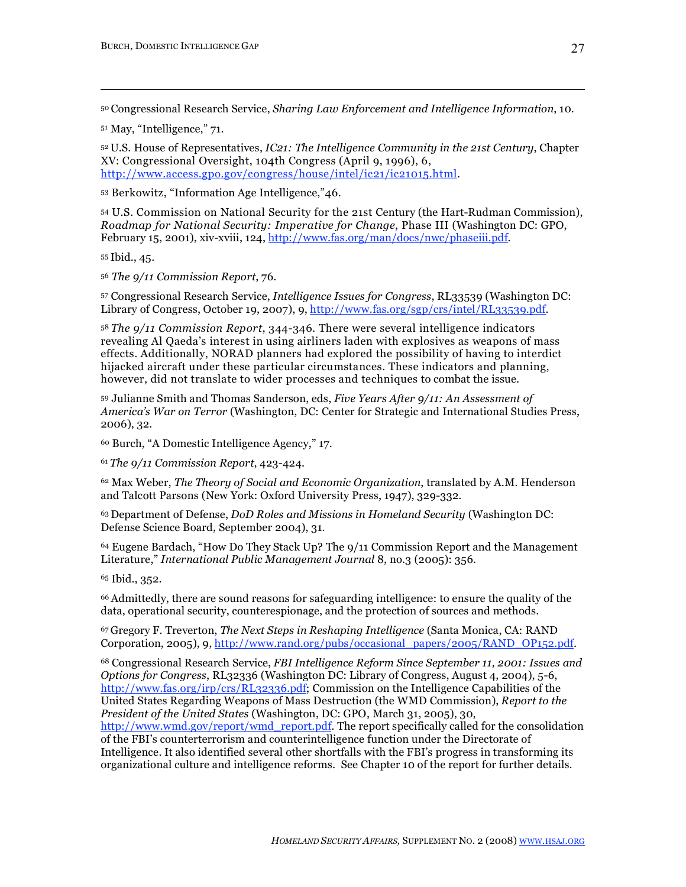[50] Congressional Research Service, *Sharing Law Enforcement and Intelligence Information*, 10.

[51] May, "Intelligence," 71.

[52] U.S. House of Representatives, *IC21: The Intelligence Community in the 21st Century*, Chapter XV: Congressional Oversight, 104th Congress (April 9, 1996), 6, http://www.access.gpo.gov/congress/house/intel/ic21/ic21015.html.

[53] Berkowitz, "Information Age Intelligence,"46.

[54] U.S. Commission on National Security for the 21st Century (the Hart-Rudman Commission), *Roadmap for National Security: Imperative for Change*, Phase III (Washington DC: GPO, February 15, 2001), xiv-xviii, 124, http://www.fas.org/man/docs/nwc/phaseiii.pdf.

[55] Ibid., 45.

[56] *The 9/11 Commission Report*, 76.

[57] Congressional Research Service, *Intelligence Issues for Congress*, RL33539 (Washington DC: Library of Congress, October 19, 2007), 9, http://www.fas.org/sgp/crs/intel/RL33539.pdf.

[58] *The 9/11 Commission Report*, 344-346. There were several intelligence indicators revealing Al Qaeda's interest in using airliners laden with explosives as weapons of mass effects. Additionally, NORAD planners had explored the possibility of having to interdict hijacked aircraft under these particular circumstances. These indicators and planning, however, did not translate to wider processes and techniques to combat the issue.

[59] Julianne Smith and Thomas Sanderson, eds, *Five Years After 9/11: An Assessment of America's War on Terror* (Washington, DC: Center for Strategic and International Studies Press, 2006), 32.

[60] Burch, "A Domestic Intelligence Agency," 17.

[61] *The 9/11 Commission Report*, 423-424.

[62] Max Weber, *The Theory of Social and Economic Organization*, translated by A.M. Henderson and Talcott Parsons (New York: Oxford University Press, 1947), 329-332.

[63] Department of Defense, *DoD Roles and Missions in Homeland Security* (Washington DC: Defense Science Board, September 2004), 31.

[64] Eugene Bardach, "How Do They Stack Up? The 9/11 Commission Report and the Management Literature," *International Public Management Journal* 8, no.3 (2005): 356.

[65] Ibid., 352.

[66] Admittedly, there are sound reasons for safeguarding intelligence: to ensure the quality of the data, operational security, counterespionage, and the protection of sources and methods.

[67] Gregory F. Treverton, *The Next Steps in Reshaping Intelligence* (Santa Monica, CA: RAND Corporation, 2005), 9, http://www.rand.org/pubs/occasional_papers/2005/RAND_OP152.pdf.

[68] Congressional Research Service, *FBI Intelligence Reform Since September 11, 2001: Issues and Options for Congress*, RL32336 (Washington DC: Library of Congress, August 4, 2004), 5-6, http://www.fas.org/irp/crs/RL32336.pdf; Commission on the Intelligence Capabilities of the United States Regarding Weapons of Mass Destruction (the WMD Commission), *Report to the President of the United States* (Washington, DC: GPO, March 31, 2005), 30, http://www.wmd.gov/report/wmd_report.pdf. The report specifically called for the consolidation of the FBI's counterterrorism and counterintelligence function under the Directorate of Intelligence. It also identified several other shortfalls with the FBI's progress in transforming its organizational culture and intelligence reforms. See Chapter 10 of the report for further details.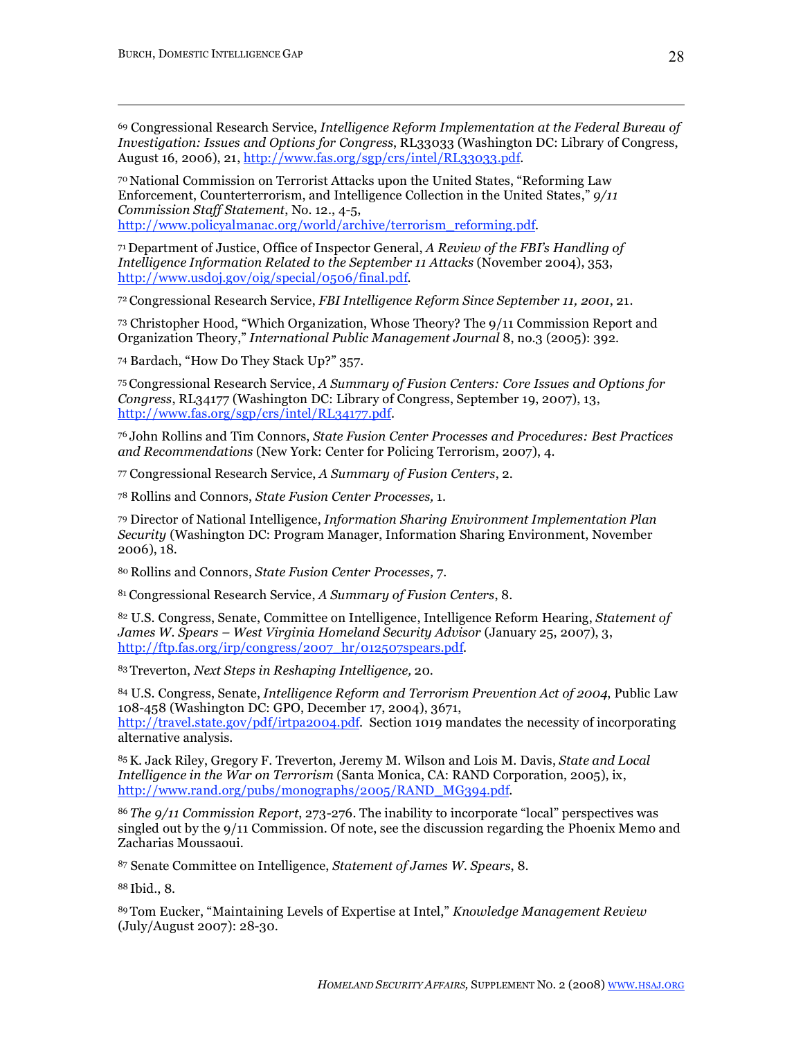[69] Congressional Research Service, *Intelligence Reform Implementation at the Federal Bureau of Investigation: Issues and Options for Congress*, RL33033 (Washington DC: Library of Congress, August 16, 2006), 21, http://www.fas.org/sgp/crs/intel/RL33033.pdf.

[70] National Commission on Terrorist Attacks upon the United States, "Reforming Law Enforcement, Counterterrorism, and Intelligence Collection in the United States," *9/11 Commission Staff Statement*, No. 12., 4-5, http://www.policyalmanac.org/world/archive/terrorism_reforming.pdf.

[71] Department of Justice, Office of Inspector General, *A Review of the FBI's Handling of Intelligence Information Related to the September 11 Attacks* (November 2004), 353, http://www.usdoj.gov/oig/special/0506/final.pdf.

[72] Congressional Research Service, *FBI Intelligence Reform Since September 11, 2001*, 21.

[73] Christopher Hood, "Which Organization, Whose Theory? The 9/11 Commission Report and Organization Theory," *International Public Management Journal* 8, no.3 (2005): 392.

[74] Bardach, "How Do They Stack Up?" 357.

[75] Congressional Research Service, *A Summary of Fusion Centers: Core Issues and Options for Congress*, RL34177 (Washington DC: Library of Congress, September 19, 2007), 13, http://www.fas.org/sgp/crs/intel/RL34177.pdf.

[76] John Rollins and Tim Connors, *State Fusion Center Processes and Procedures: Best Practices and Recommendations* (New York: Center for Policing Terrorism, 2007), 4.

[77] Congressional Research Service, *A Summary of Fusion Centers*, 2.

[78] Rollins and Connors, *State Fusion Center Processes,* 1.

[79] Director of National Intelligence, *Information Sharing Environment Implementation Plan Security* (Washington DC: Program Manager, Information Sharing Environment, November 2006), 18.

[80] Rollins and Connors, *State Fusion Center Processes,* 7.

[81] Congressional Research Service, *A Summary of Fusion Centers*, 8.

[82] U.S. Congress, Senate, Committee on Intelligence, Intelligence Reform Hearing, *Statement of James W. Spears – West Virginia Homeland Security Advisor* (January 25, 2007), 3, http://ftp.fas.org/irp/congress/2007_hr/012507spears.pdf.

[83] Treverton, *Next Steps in Reshaping Intelligence,* 20.

[84] U.S. Congress, Senate, *Intelligence Reform and Terrorism Prevention Act of 2004*, Public Law 108-458 (Washington DC: GPO, December 17, 2004), 3671, http://travel.state.gov/pdf/irtpa2004.pdf. Section 1019 mandates the necessity of incorporating alternative analysis.

[85] K. Jack Riley, Gregory F. Treverton, Jeremy M. Wilson and Lois M. Davis, *State and Local Intelligence in the War on Terrorism* (Santa Monica, CA: RAND Corporation, 2005), ix, http://www.rand.org/pubs/monographs/2005/RAND_MG394.pdf.

[86] *The 9/11 Commission Report*, 273-276. The inability to incorporate "local" perspectives was singled out by the 9/11 Commission. Of note, see the discussion regarding the Phoenix Memo and Zacharias Moussaoui.

[87] Senate Committee on Intelligence, *Statement of James W. Spears*, 8.

[88] Ibid., 8.

[89] Tom Eucker, "Maintaining Levels of Expertise at Intel," *Knowledge Management Review* (July/August 2007): 28-30.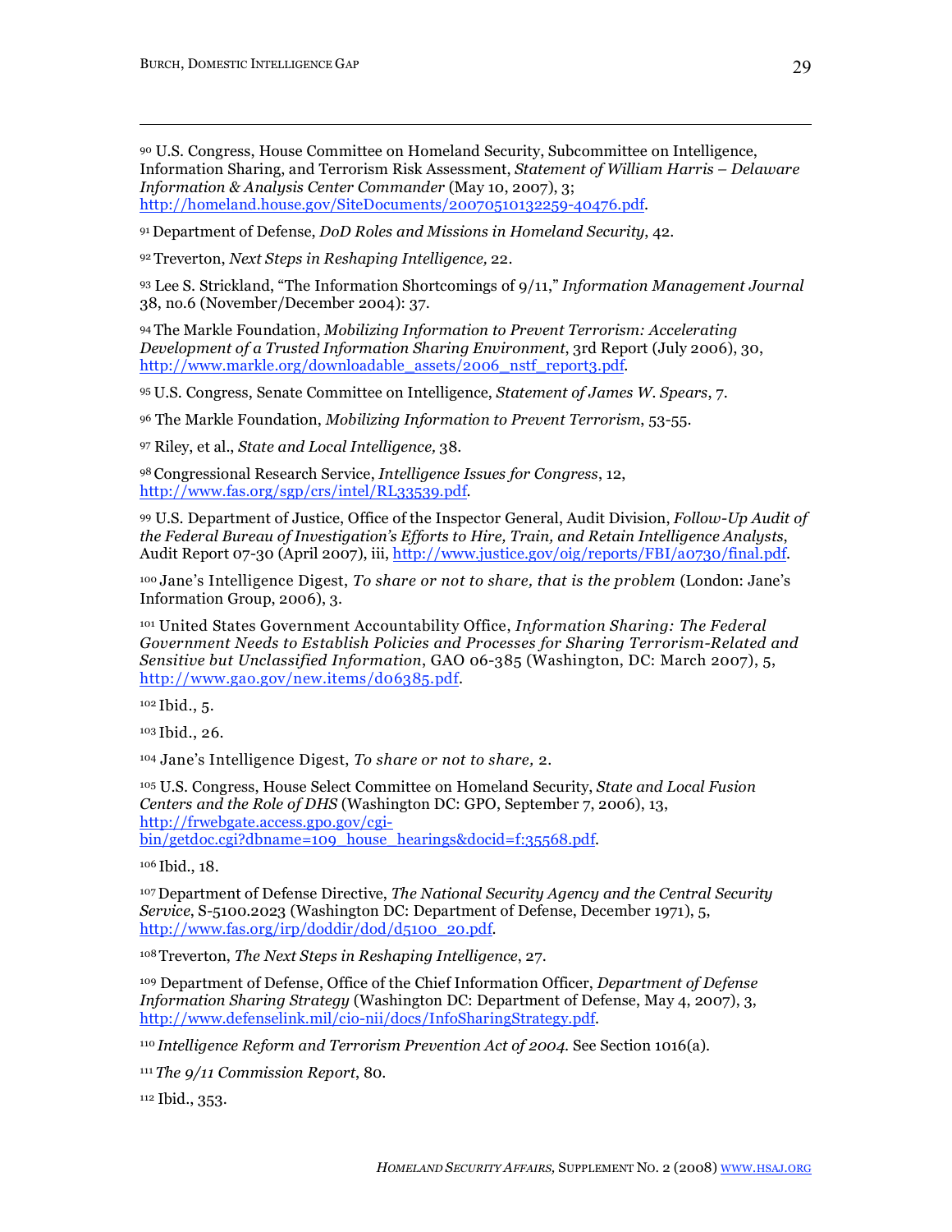[90] U.S. Congress, House Committee on Homeland Security, Subcommittee on Intelligence, Information Sharing, and Terrorism Risk Assessment, *Statement of William Harris – Delaware Information & Analysis Center Commander* (May 10, 2007), 3; http://homeland.house.gov/SiteDocuments/20070510132259-40476.pdf.

[91] Department of Defense, *DoD Roles and Missions in Homeland Security*, 42.

[92] Treverton, *Next Steps in Reshaping Intelligence,* 22.

[93] Lee S. Strickland, "The Information Shortcomings of 9/11," *Information Management Journal* 38, no.6 (November/December 2004): 37.

[94] The Markle Foundation, *Mobilizing Information to Prevent Terrorism: Accelerating Development of a Trusted Information Sharing Environment*, 3rd Report (July 2006), 30, http://www.markle.org/downloadable_assets/2006_nstf_report3.pdf.

[95] U.S. Congress, Senate Committee on Intelligence, *Statement of James W. Spears*, 7.

[96] The Markle Foundation, *Mobilizing Information to Prevent Terrorism*, 53-55.

[97] Riley, et al., *State and Local Intelligence,* 38.

[98] Congressional Research Service, *Intelligence Issues for Congress*, 12, http://www.fas.org/sgp/crs/intel/RL33539.pdf.

[99] U.S. Department of Justice, Office of the Inspector General, Audit Division, *Follow-Up Audit of the Federal Bureau of Investigation's Efforts to Hire, Train, and Retain Intelligence Analysts*, Audit Report 07-30 (April 2007), iii, http://www.justice.gov/oig/reports/FBI/a0730/final.pdf.

[100] Jane's Intelligence Digest, *To share or not to share, that is the problem* (London: Jane's Information Group, 2006), 3.

[101] United States Government Accountability Office, *Information Sharing: The Federal Government Needs to Establish Policies and Processes for Sharing Terrorism-Related and Sensitive but Unclassified Information*, GAO 06-385 (Washington, DC: March 2007), 5, http://www.gao.gov/new.items/d06385.pdf.

[102] Ibid., 5.

[103] Ibid., 26.

[104] Jane's Intelligence Digest, *To share or not to share,* 2.

[105] U.S. Congress, House Select Committee on Homeland Security, *State and Local Fusion Centers and the Role of DHS* (Washington DC: GPO, September 7, 2006), 13, http://frwebgate.access.gpo.gov/cgi-bin/getdoc.cgi?dbname=109_house_hearings&docid=f:35568.pdf.

[106] Ibid., 18.

[107] Department of Defense Directive, *The National Security Agency and the Central Security Service*, S-5100.2023 (Washington DC: Department of Defense, December 1971), 5, http://www.fas.org/irp/doddir/dod/d5100_20.pdf.

[108] Treverton, *The Next Steps in Reshaping Intelligence*, 27.

[109] Department of Defense, Office of the Chief Information Officer, *Department of Defense Information Sharing Strategy* (Washington DC: Department of Defense, May 4, 2007), 3, http://www.defenselink.mil/cio-nii/docs/InfoSharingStrategy.pdf.

[110] *Intelligence Reform and Terrorism Prevention Act of 2004.* See Section 1016(a).

[111] *The 9/11 Commission Report*, 80.

[112] Ibid., 353.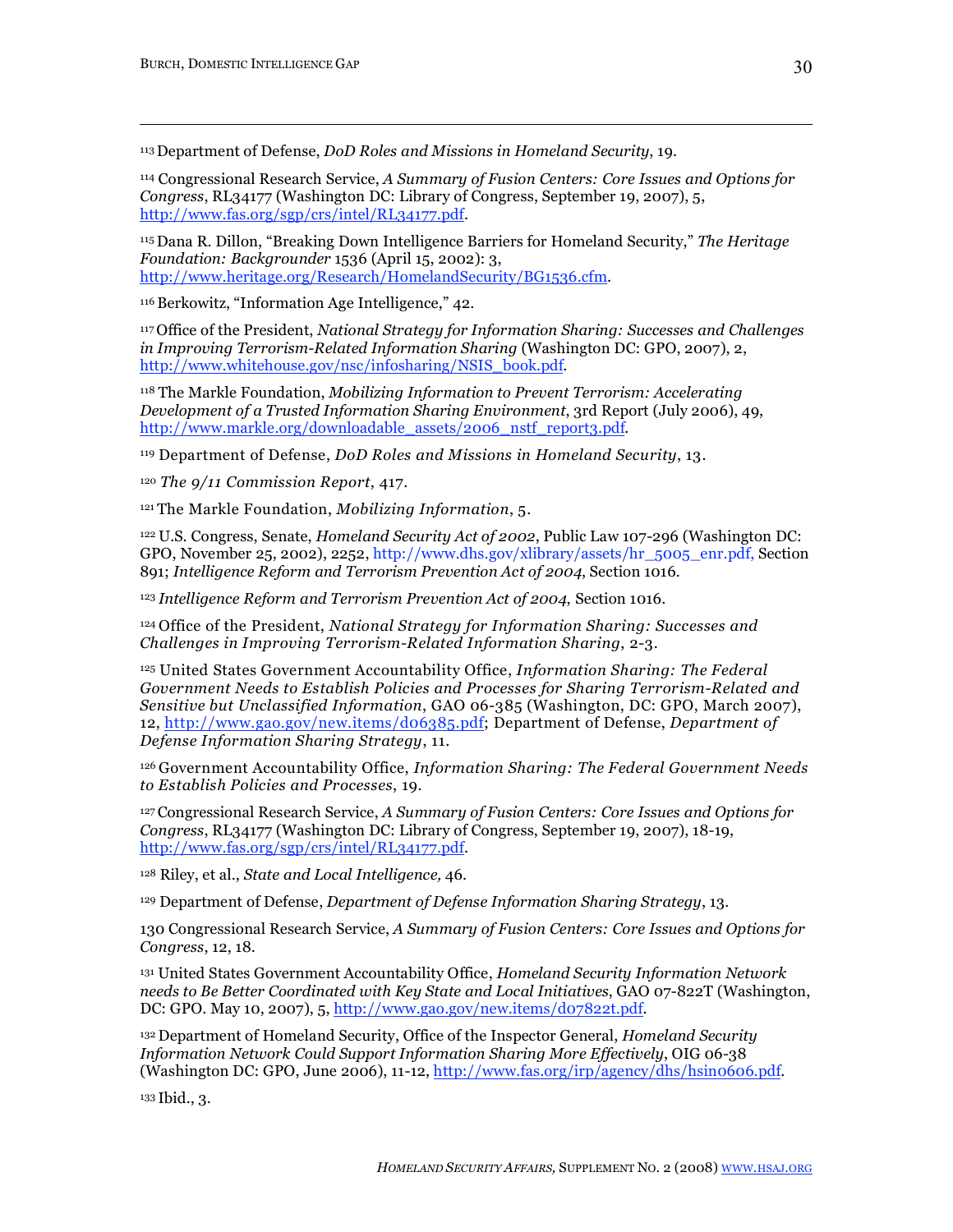[113] Department of Defense, *DoD Roles and Missions in Homeland Security*, 19.

[114] Congressional Research Service, *A Summary of Fusion Centers: Core Issues and Options for Congress*, RL34177 (Washington DC: Library of Congress, September 19, 2007), 5, http://www.fas.org/sgp/crs/intel/RL34177.pdf.

[115] Dana R. Dillon, "Breaking Down Intelligence Barriers for Homeland Security," *The Heritage Foundation: Backgrounder* 1536 (April 15, 2002): 3, http://www.heritage.org/Research/HomelandSecurity/BG1536.cfm.

[116] Berkowitz, "Information Age Intelligence," 42.

[117] Office of the President, *National Strategy for Information Sharing: Successes and Challenges in Improving Terrorism-Related Information Sharing* (Washington DC: GPO, 2007), 2, http://www.whitehouse.gov/nsc/infosharing/NSIS_book.pdf.

[118] The Markle Foundation, *Mobilizing Information to Prevent Terrorism: Accelerating Development of a Trusted Information Sharing Environment*, 3rd Report (July 2006), 49, http://www.markle.org/downloadable_assets/2006_nstf_report3.pdf.

[119] Department of Defense, *DoD Roles and Missions in Homeland Security*, 13.

[120] *The 9/11 Commission Report*, 417.

[121] The Markle Foundation, *Mobilizing Information*, 5.

[122] U.S. Congress, Senate, *Homeland Security Act of 2002*, Public Law 107-296 (Washington DC: GPO, November 25, 2002), 2252, http://www.dhs.gov/xlibrary/assets/hr_5005_enr.pdf, Section 891; *Intelligence Reform and Terrorism Prevention Act of 2004*, Section 1016.

[123] *Intelligence Reform and Terrorism Prevention Act of 2004*, Section 1016.

[124] Office of the President, *National Strategy for Information Sharing: Successes and Challenges in Improving Terrorism-Related Information Sharing*, 2-3.

[125] United States Government Accountability Office, *Information Sharing: The Federal Government Needs to Establish Policies and Processes for Sharing Terrorism-Related and Sensitive but Unclassified Information*, GAO 06-385 (Washington, DC: GPO, March 2007), 12, http://www.gao.gov/new.items/d06385.pdf; Department of Defense, *Department of Defense Information Sharing Strategy*, 11.

[126] Government Accountability Office, *Information Sharing: The Federal Government Needs to Establish Policies and Processes*, 19.

[127] Congressional Research Service, *A Summary of Fusion Centers: Core Issues and Options for Congress*, RL34177 (Washington DC: Library of Congress, September 19, 2007), 18-19, http://www.fas.org/sgp/crs/intel/RL34177.pdf.

[128] Riley, et al., *State and Local Intelligence,* 46.

[129] Department of Defense, *Department of Defense Information Sharing Strategy*, 13.

130 Congressional Research Service, *A Summary of Fusion Centers: Core Issues and Options for Congress*, 12, 18.

[131] United States Government Accountability Office, *Homeland Security Information Network needs to Be Better Coordinated with Key State and Local Initiatives*, GAO 07-822T (Washington, DC: GPO. May 10, 2007), 5, http://www.gao.gov/new.items/d07822t.pdf.

[132] Department of Homeland Security, Office of the Inspector General, *Homeland Security Information Network Could Support Information Sharing More Effectively*, OIG 06-38 (Washington DC: GPO, June 2006), 11-12, http://www.fas.org/irp/agency/dhs/hsin0606.pdf.

[133] Ibid., 3.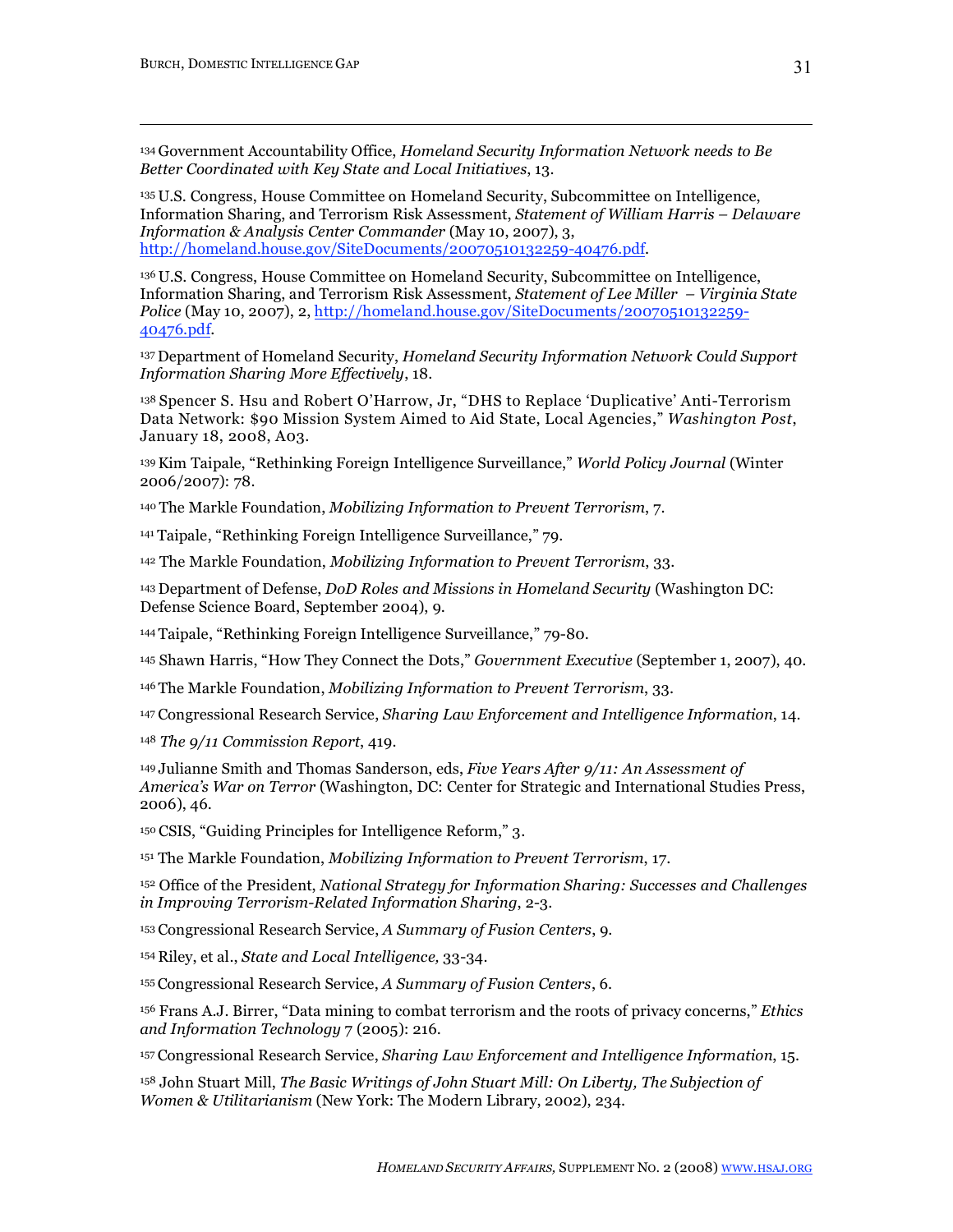[134] Government Accountability Office, *Homeland Security Information Network needs to Be Better Coordinated with Key State and Local Initiatives*, 13.

[135] U.S. Congress, House Committee on Homeland Security, Subcommittee on Intelligence, Information Sharing, and Terrorism Risk Assessment, *Statement of William Harris – Delaware Information & Analysis Center Commander* (May 10, 2007), 3, http://homeland.house.gov/SiteDocuments/20070510132259-40476.pdf.

[136] U.S. Congress, House Committee on Homeland Security, Subcommittee on Intelligence, Information Sharing, and Terrorism Risk Assessment, *Statement of Lee Miller – Virginia State Police* (May 10, 2007), 2, http://homeland.house.gov/SiteDocuments/20070510132259-40476.pdf.

[137] Department of Homeland Security, *Homeland Security Information Network Could Support Information Sharing More Effectively*, 18.

[138] Spencer S. Hsu and Robert O'Harrow, Jr, "DHS to Replace 'Duplicative' Anti-Terrorism Data Network: $90 Mission System Aimed to Aid State, Local Agencies," *Washington Post*, January 18, 2008, A03.

[139] Kim Taipale, "Rethinking Foreign Intelligence Surveillance," *World Policy Journal* (Winter 2006/2007): 78.

[140] The Markle Foundation, *Mobilizing Information to Prevent Terrorism*, 7.

[141] Taipale, "Rethinking Foreign Intelligence Surveillance," 79.

[142] The Markle Foundation, *Mobilizing Information to Prevent Terrorism*, 33.

[143] Department of Defense, *DoD Roles and Missions in Homeland Security* (Washington DC: Defense Science Board, September 2004), 9.

[144] Taipale, "Rethinking Foreign Intelligence Surveillance," 79-80.

[145] Shawn Harris, "How They Connect the Dots," *Government Executive* (September 1, 2007), 40.

[146] The Markle Foundation, *Mobilizing Information to Prevent Terrorism*, 33.

[147] Congressional Research Service, *Sharing Law Enforcement and Intelligence Information*, 14.

[148] *The 9/11 Commission Report*, 419.

[149] Julianne Smith and Thomas Sanderson, eds, *Five Years After 9/11: An Assessment of America's War on Terror* (Washington, DC: Center for Strategic and International Studies Press, 2006), 46.

[150] CSIS, "Guiding Principles for Intelligence Reform," 3.

[151] The Markle Foundation, *Mobilizing Information to Prevent Terrorism*, 17.

[152] Office of the President, *National Strategy for Information Sharing: Successes and Challenges in Improving Terrorism-Related Information Sharing*, 2-3.

[153] Congressional Research Service, *A Summary of Fusion Centers*, 9.

[154] Riley, et al., *State and Local Intelligence,* 33-34.

[155] Congressional Research Service, *A Summary of Fusion Centers*, 6.

[156] Frans A.J. Birrer, "Data mining to combat terrorism and the roots of privacy concerns," *Ethics and Information Technology* 7 (2005): 216.

[157] Congressional Research Service, *Sharing Law Enforcement and Intelligence Information*, 15.

[158] John Stuart Mill, *The Basic Writings of John Stuart Mill: On Liberty, The Subjection of Women & Utilitarianism* (New York: The Modern Library, 2002), 234.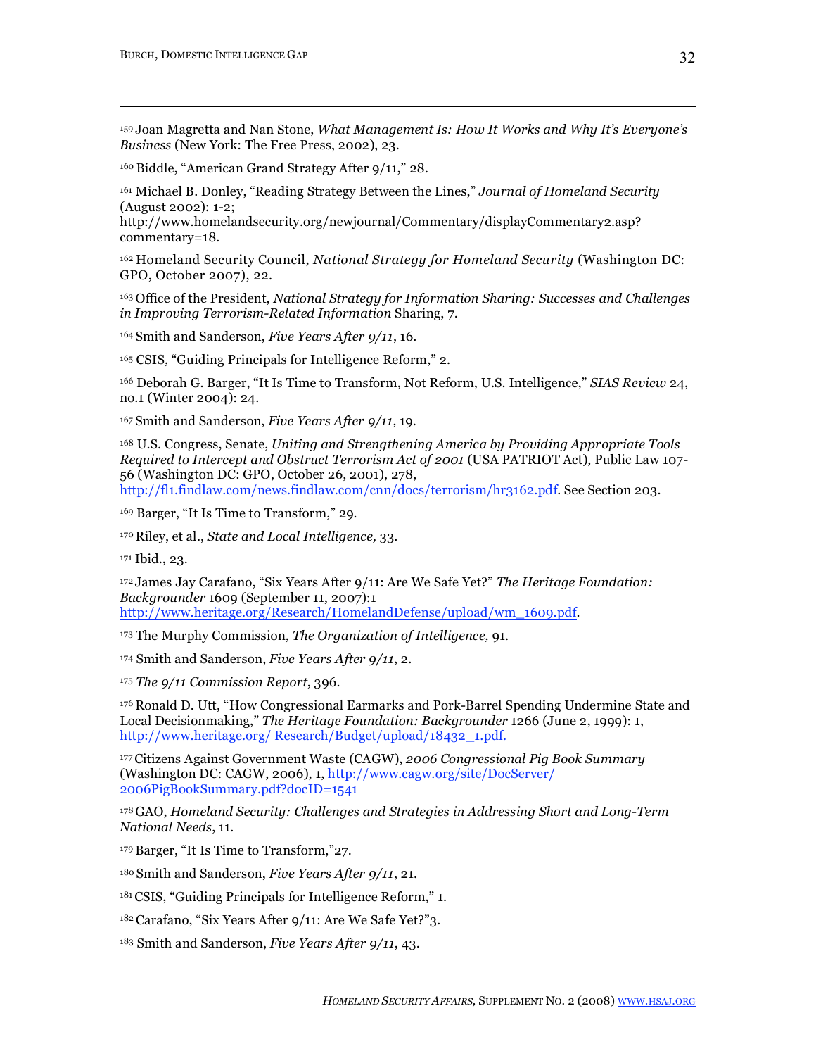[159] Joan Magretta and Nan Stone, *What Management Is: How It Works and Why It's Everyone's Business* (New York: The Free Press, 2002), 23.

[160] Biddle, "American Grand Strategy After 9/11," 28.

[161] Michael B. Donley, "Reading Strategy Between the Lines," *Journal of Homeland Security* (August 2002): 1-2; http://www.homelandsecurity.org/newjournal/Commentary/displayCommentary2.asp?commentary=18.

[162] Homeland Security Council, *National Strategy for Homeland Security* (Washington DC: GPO, October 2007), 22.

[163] Office of the President, *National Strategy for Information Sharing: Successes and Challenges in Improving Terrorism-Related Information* Sharing, 7.

[164] Smith and Sanderson, *Five Years After 9/11*, 16.

[165] CSIS, "Guiding Principals for Intelligence Reform," 2.

[166] Deborah G. Barger, "It Is Time to Transform, Not Reform, U.S. Intelligence," *SIAS Review* 24, no.1 (Winter 2004): 24.

[167] Smith and Sanderson, *Five Years After 9/11,* 19.

[168] U.S. Congress, Senate, *Uniting and Strengthening America by Providing Appropriate Tools Required to Intercept and Obstruct Terrorism Act of 2001* (USA PATRIOT Act), Public Law 107-56 (Washington DC: GPO, October 26, 2001), 278, http://fl1.findlaw.com/news.findlaw.com/cnn/docs/terrorism/hr3162.pdf. See Section 203.

[169] Barger, "It Is Time to Transform," 29.

[170] Riley, et al., *State and Local Intelligence,* 33.

[171] Ibid., 23.

[172] James Jay Carafano, "Six Years After 9/11: Are We Safe Yet?" *The Heritage Foundation: Backgrounder* 1609 (September 11, 2007):1 http://www.heritage.org/Research/HomelandDefense/upload/wm_1609.pdf.

[173] The Murphy Commission, *The Organization of Intelligence,* 91.

[174] Smith and Sanderson, *Five Years After 9/11*, 2.

[175] *The 9/11 Commission Report*, 396.

[176] Ronald D. Utt, "How Congressional Earmarks and Pork-Barrel Spending Undermine State and Local Decisionmaking," *The Heritage Foundation: Backgrounder* 1266 (June 2, 1999): 1, http://www.heritage.org/ Research/Budget/upload/18432_1.pdf.

[177] Citizens Against Government Waste (CAGW), *2006 Congressional Pig Book Summary* (Washington DC: CAGW, 2006), 1, http://www.cagw.org/site/DocServer/ 2006PigBookSummary.pdf?docID=1541

[178] GAO, *Homeland Security: Challenges and Strategies in Addressing Short and Long-Term National Needs*, 11.

[179] Barger, "It Is Time to Transform,"27.

[180] Smith and Sanderson, *Five Years After 9/11*, 21.

[181] CSIS, "Guiding Principals for Intelligence Reform," 1.

[182] Carafano, "Six Years After 9/11: Are We Safe Yet?"3.

[183] Smith and Sanderson, *Five Years After 9/11*, 43.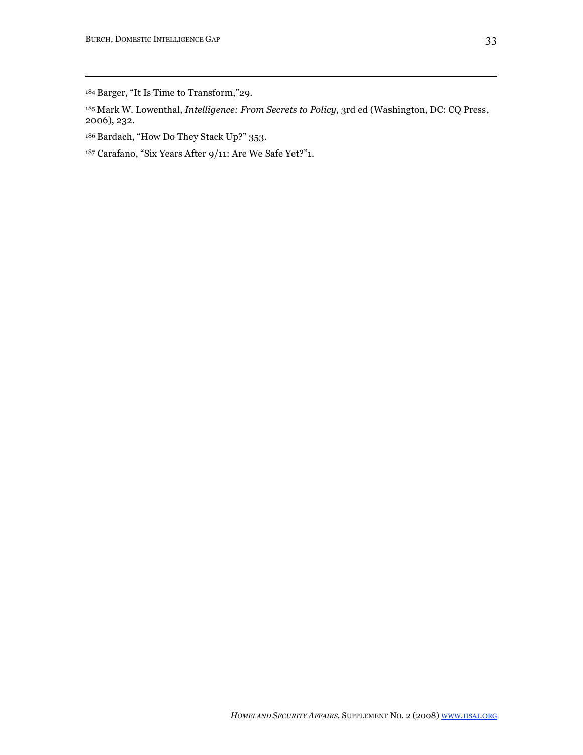[184] Barger, "It Is Time to Transform,"29.

[185] Mark W. Lowenthal, *Intelligence: From Secrets to Policy*, 3rd ed (Washington, DC: CQ Press, 2006), 232.

[186] Bardach, "How Do They Stack Up?" 353.

[187] Carafano, "Six Years After 9/11: Are We Safe Yet?"1.